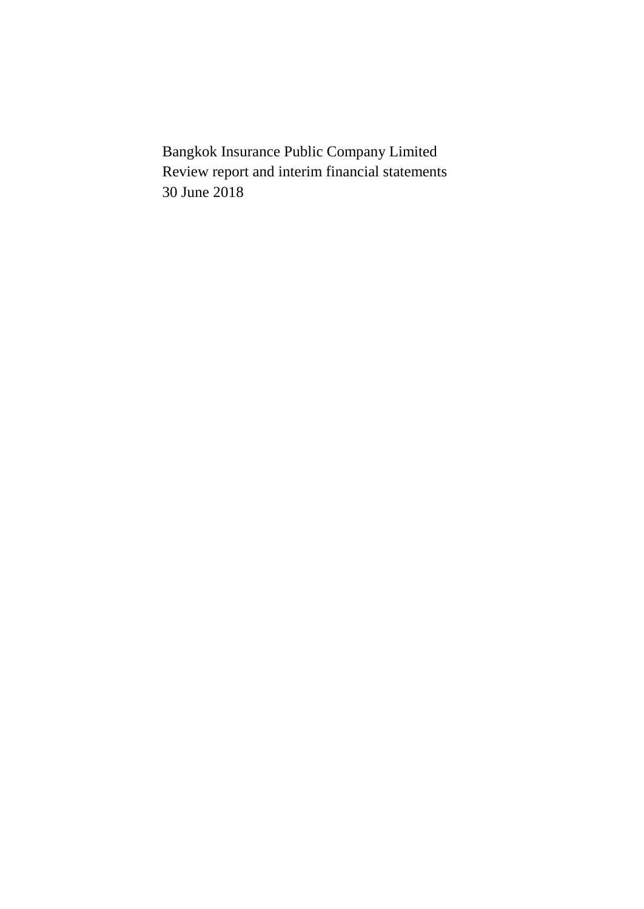Bangkok Insurance Public Company Limited

Review report and interim financial statements

30 June 2018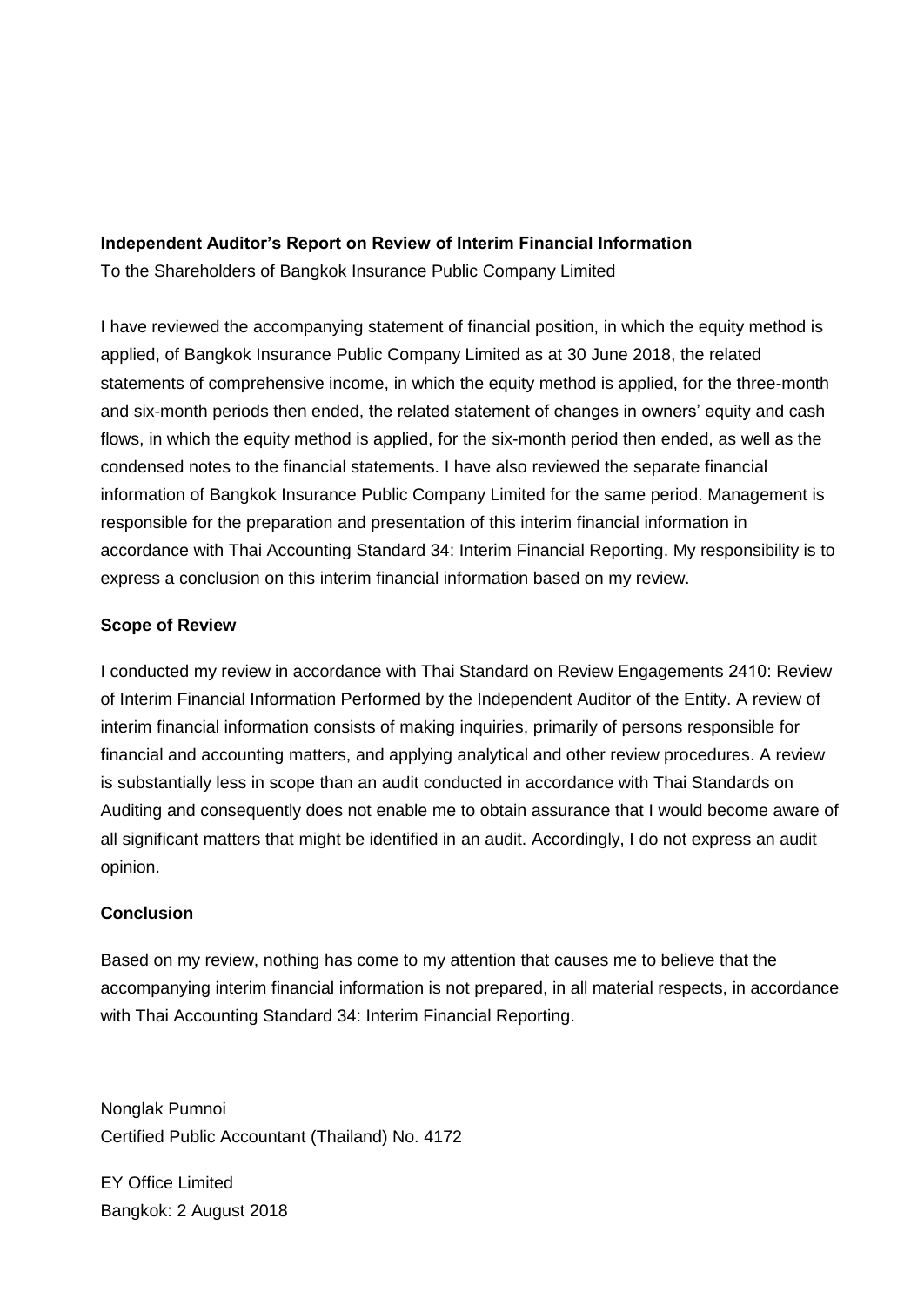**Independent Auditor's Report on Review of Interim Financial Information**

To the Shareholders of Bangkok Insurance Public Company Limited

I have reviewed the accompanying statement of financial position, in which the equity method is applied, of Bangkok Insurance Public Company Limited as at 30 June 2018, the related statements of comprehensive income, in which the equity method is applied, for the three-month and six-month periods then ended, the related statement of changes in owners' equity and cash flows, in which the equity method is applied, for the six-month period then ended, as well as the condensed notes to the financial statements. I have also reviewed the separate financial information of Bangkok Insurance Public Company Limited for the same period. Management is responsible for the preparation and presentation of this interim financial information in accordance with Thai Accounting Standard 34: Interim Financial Reporting. My responsibility is to express a conclusion on this interim financial information based on my review.

**Scope of Review**

I conducted my review in accordance with Thai Standard on Review Engagements 2410: Review of Interim Financial Information Performed by the Independent Auditor of the Entity. A review of interim financial information consists of making inquiries, primarily of persons responsible for financial and accounting matters, and applying analytical and other review procedures. A review is substantially less in scope than an audit conducted in accordance with Thai Standards on Auditing and consequently does not enable me to obtain assurance that I would become aware of all significant matters that might be identified in an audit. Accordingly, I do not express an audit opinion.

**Conclusion**

Based on my review, nothing has come to my attention that causes me to believe that the accompanying interim financial information is not prepared, in all material respects, in accordance with Thai Accounting Standard 34: Interim Financial Reporting.

Nonglak Pumnoi
Certified Public Accountant (Thailand) No. 4172

EY Office Limited
Bangkok: 2 August 2018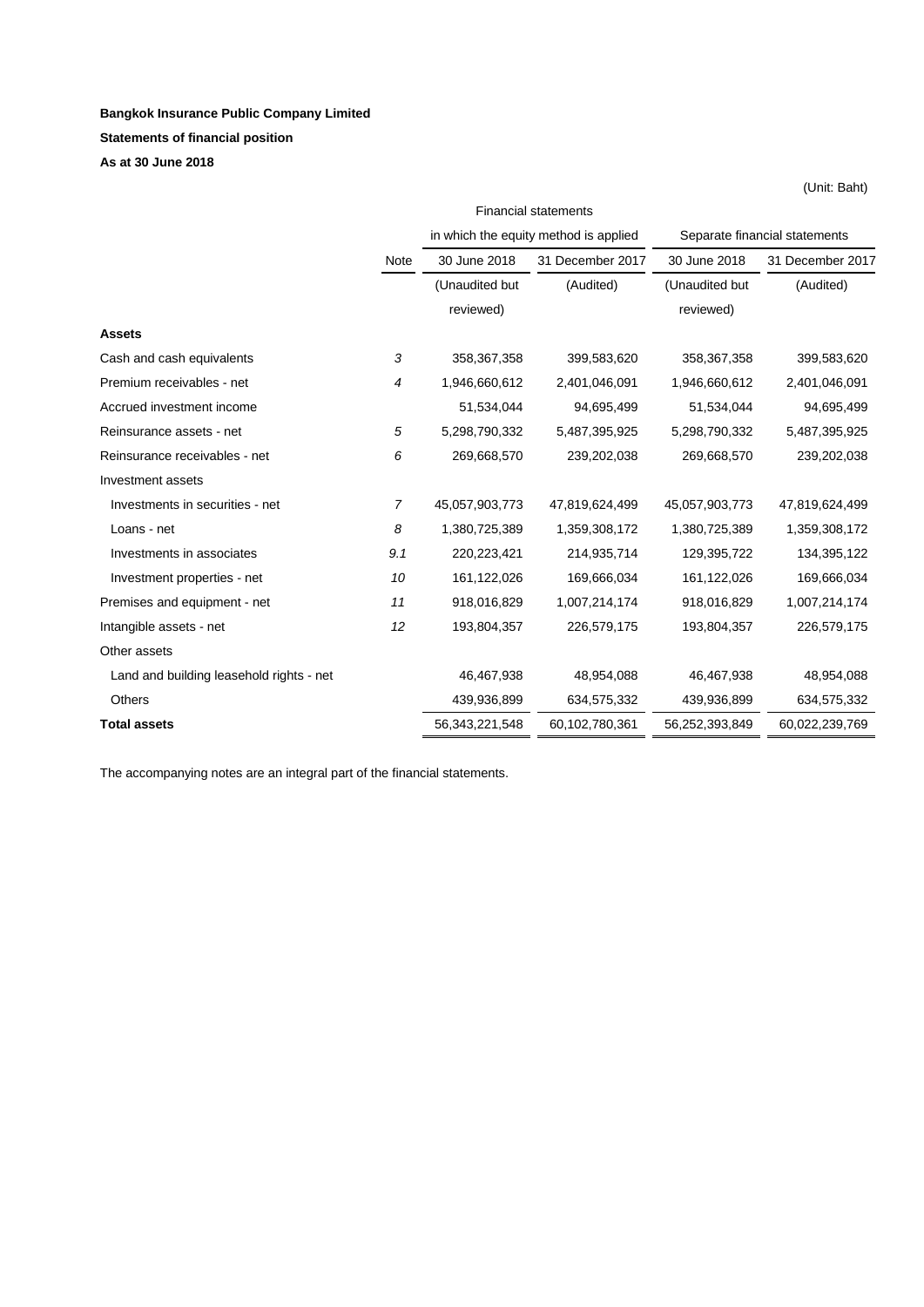**Bangkok Insurance Public Company Limited**

**Statements of financial position**

**As at 30 June 2018**

(Unit: Baht)

| | | Financial statements in which the equity method is applied | | Separate financial statements | |
|---|---|---|---|---|---|
| | Note | 30 June 2018 | 31 December 2017 | 30 June 2018 | 31 December 2017 |
| | | (Unaudited but reviewed) | (Audited) | (Unaudited but reviewed) | (Audited) |
| **Assets** | | | | | |
| Cash and cash equivalents | 3 | 358,367,358 | 399,583,620 | 358,367,358 | 399,583,620 |
| Premium receivables - net | 4 | 1,946,660,612 | 2,401,046,091 | 1,946,660,612 | 2,401,046,091 |
| Accrued investment income | | 51,534,044 | 94,695,499 | 51,534,044 | 94,695,499 |
| Reinsurance assets - net | 5 | 5,298,790,332 | 5,487,395,925 | 5,298,790,332 | 5,487,395,925 |
| Reinsurance receivables - net | 6 | 269,668,570 | 239,202,038 | 269,668,570 | 239,202,038 |
| Investment assets | | | | | |
| Investments in securities - net | 7 | 45,057,903,773 | 47,819,624,499 | 45,057,903,773 | 47,819,624,499 |
| Loans - net | 8 | 1,380,725,389 | 1,359,308,172 | 1,380,725,389 | 1,359,308,172 |
| Investments in associates | 9.1 | 220,223,421 | 214,935,714 | 129,395,722 | 134,395,122 |
| Investment properties - net | 10 | 161,122,026 | 169,666,034 | 161,122,026 | 169,666,034 |
| Premises and equipment - net | 11 | 918,016,829 | 1,007,214,174 | 918,016,829 | 1,007,214,174 |
| Intangible assets - net | 12 | 193,804,357 | 226,579,175 | 193,804,357 | 226,579,175 |
| Other assets | | | | | |
| Land and building leasehold rights - net | | 46,467,938 | 48,954,088 | 46,467,938 | 48,954,088 |
| Others | | 439,936,899 | 634,575,332 | 439,936,899 | 634,575,332 |
| **Total assets** | | 56,343,221,548 | 60,102,780,361 | 56,252,393,849 | 60,022,239,769 |

The accompanying notes are an integral part of the financial statements.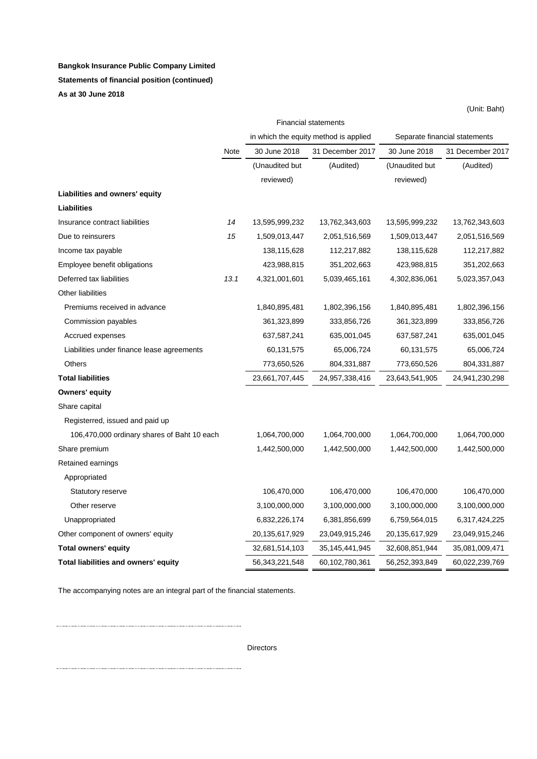**Bangkok Insurance Public Company Limited**

**Statements of financial position (continued)**

**As at 30 June 2018**

(Unit: Baht)

| | | Financial statements in which the equity method is applied | | Separate financial statements | |
|---|---|---|---|---|---|
| | Note | 30 June 2018 | 31 December 2017 | 30 June 2018 | 31 December 2017 |
| | | (Unaudited but reviewed) | (Audited) | (Unaudited but reviewed) | (Audited) |
| **Liabilities and owners' equity** | | | | | |
| **Liabilities** | | | | | |
| Insurance contract liabilities | *14* | 13,595,999,232 | 13,762,343,603 | 13,595,999,232 | 13,762,343,603 |
| Due to reinsurers | *15* | 1,509,013,447 | 2,051,516,569 | 1,509,013,447 | 2,051,516,569 |
| Income tax payable | | 138,115,628 | 112,217,882 | 138,115,628 | 112,217,882 |
| Employee benefit obligations | | 423,988,815 | 351,202,663 | 423,988,815 | 351,202,663 |
| Deferred tax liabilities | *13.1* | 4,321,001,601 | 5,039,465,161 | 4,302,836,061 | 5,023,357,043 |
| Other liabilities | | | | | |
| Premiums received in advance | | 1,840,895,481 | 1,802,396,156 | 1,840,895,481 | 1,802,396,156 |
| Commission payables | | 361,323,899 | 333,856,726 | 361,323,899 | 333,856,726 |
| Accrued expenses | | 637,587,241 | 635,001,045 | 637,587,241 | 635,001,045 |
| Liabilities under finance lease agreements | | 60,131,575 | 65,006,724 | 60,131,575 | 65,006,724 |
| Others | | 773,650,526 | 804,331,887 | 773,650,526 | 804,331,887 |
| **Total liabilities** | | 23,661,707,445 | 24,957,338,416 | 23,643,541,905 | 24,941,230,298 |
| **Owners' equity** | | | | | |
| Share capital | | | | | |
| Registerred, issued and paid up | | | | | |
| 106,470,000 ordinary shares of Baht 10 each | | 1,064,700,000 | 1,064,700,000 | 1,064,700,000 | 1,064,700,000 |
| Share premium | | 1,442,500,000 | 1,442,500,000 | 1,442,500,000 | 1,442,500,000 |
| Retained earnings | | | | | |
| Appropriated | | | | | |
| Statutory reserve | | 106,470,000 | 106,470,000 | 106,470,000 | 106,470,000 |
| Other reserve | | 3,100,000,000 | 3,100,000,000 | 3,100,000,000 | 3,100,000,000 |
| Unappropriated | | 6,832,226,174 | 6,381,856,699 | 6,759,564,015 | 6,317,424,225 |
| Other component of owners' equity | | 20,135,617,929 | 23,049,915,246 | 20,135,617,929 | 23,049,915,246 |
| **Total owners' equity** | | 32,681,514,103 | 35,145,441,945 | 32,608,851,944 | 35,081,009,471 |
| **Total liabilities and owners' equity** | | 56,343,221,548 | 60,102,780,361 | 56,252,393,849 | 60,022,239,769 |

The accompanying notes are an integral part of the financial statements.

Directors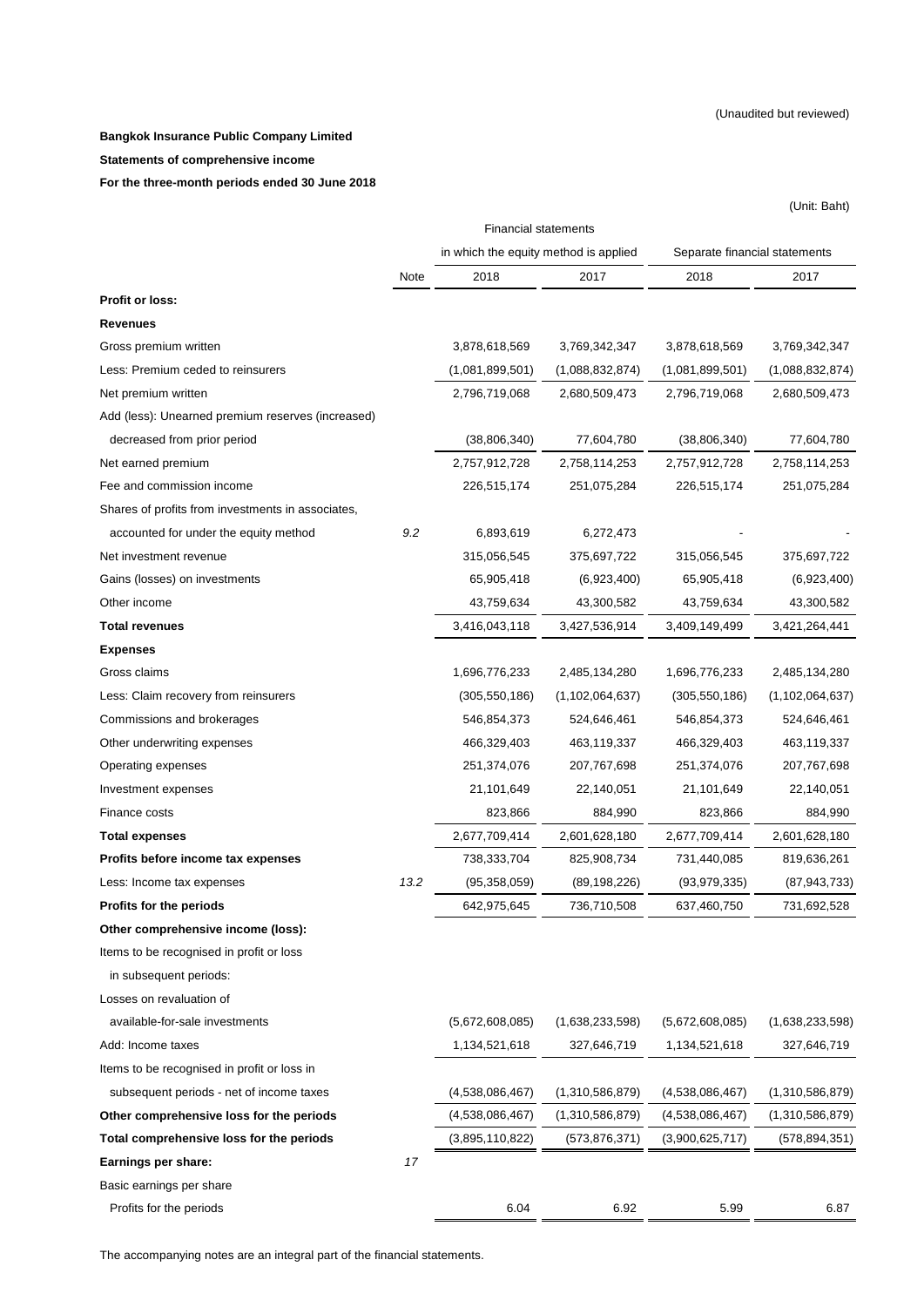(Unaudited but reviewed)

**Bangkok Insurance Public Company Limited**

**Statements of comprehensive income**

**For the three-month periods ended 30 June 2018**

(Unit: Baht)

| | | Financial statements in which the equity method is applied | | Separate financial statements | |
|---|---|---|---|---|---|
| | Note | 2018 | 2017 | 2018 | 2017 |
| **Profit or loss:** | | | | | |
| **Revenues** | | | | | |
| Gross premium written | | 3,878,618,569 | 3,769,342,347 | 3,878,618,569 | 3,769,342,347 |
| Less: Premium ceded to reinsurers | | (1,081,899,501) | (1,088,832,874) | (1,081,899,501) | (1,088,832,874) |
| Net premium written | | 2,796,719,068 | 2,680,509,473 | 2,796,719,068 | 2,680,509,473 |
| Add (less): Unearned premium reserves (increased) decreased from prior period | | (38,806,340) | 77,604,780 | (38,806,340) | 77,604,780 |
| Net earned premium | | 2,757,912,728 | 2,758,114,253 | 2,757,912,728 | 2,758,114,253 |
| Fee and commission income | | 226,515,174 | 251,075,284 | 226,515,174 | 251,075,284 |
| Shares of profits from investments in associates, accounted for under the equity method | 9.2 | 6,893,619 | 6,272,473 | - | - |
| Net investment revenue | | 315,056,545 | 375,697,722 | 315,056,545 | 375,697,722 |
| Gains (losses) on investments | | 65,905,418 | (6,923,400) | 65,905,418 | (6,923,400) |
| Other income | | 43,759,634 | 43,300,582 | 43,759,634 | 43,300,582 |
| **Total revenues** | | 3,416,043,118 | 3,427,536,914 | 3,409,149,499 | 3,421,264,441 |
| **Expenses** | | | | | |
| Gross claims | | 1,696,776,233 | 2,485,134,280 | 1,696,776,233 | 2,485,134,280 |
| Less: Claim recovery from reinsurers | | (305,550,186) | (1,102,064,637) | (305,550,186) | (1,102,064,637) |
| Commissions and brokerages | | 546,854,373 | 524,646,461 | 546,854,373 | 524,646,461 |
| Other underwriting expenses | | 466,329,403 | 463,119,337 | 466,329,403 | 463,119,337 |
| Operating expenses | | 251,374,076 | 207,767,698 | 251,374,076 | 207,767,698 |
| Investment expenses | | 21,101,649 | 22,140,051 | 21,101,649 | 22,140,051 |
| Finance costs | | 823,866 | 884,990 | 823,866 | 884,990 |
| **Total expenses** | | 2,677,709,414 | 2,601,628,180 | 2,677,709,414 | 2,601,628,180 |
| **Profits before income tax expenses** | | 738,333,704 | 825,908,734 | 731,440,085 | 819,636,261 |
| Less: Income tax expenses | 13.2 | (95,358,059) | (89,198,226) | (93,979,335) | (87,943,733) |
| **Profits for the periods** | | 642,975,645 | 736,710,508 | 637,460,750 | 731,692,528 |
| **Other comprehensive income (loss):** | | | | | |
| Items to be recognised in profit or loss in subsequent periods: | | | | | |
| Losses on revaluation of available-for-sale investments | | (5,672,608,085) | (1,638,233,598) | (5,672,608,085) | (1,638,233,598) |
| Add: Income taxes | | 1,134,521,618 | 327,646,719 | 1,134,521,618 | 327,646,719 |
| Items to be recognised in profit or loss in subsequent periods - net of income taxes | | (4,538,086,467) | (1,310,586,879) | (4,538,086,467) | (1,310,586,879) |
| **Other comprehensive loss for the periods** | | (4,538,086,467) | (1,310,586,879) | (4,538,086,467) | (1,310,586,879) |
| **Total comprehensive loss for the periods** | | (3,895,110,822) | (573,876,371) | (3,900,625,717) | (578,894,351) |
| **Earnings per share:** | 17 | | | | |
| Basic earnings per share | | | | | |
| Profits for the periods | | 6.04 | 6.92 | 5.99 | 6.87 |

The accompanying notes are an integral part of the financial statements.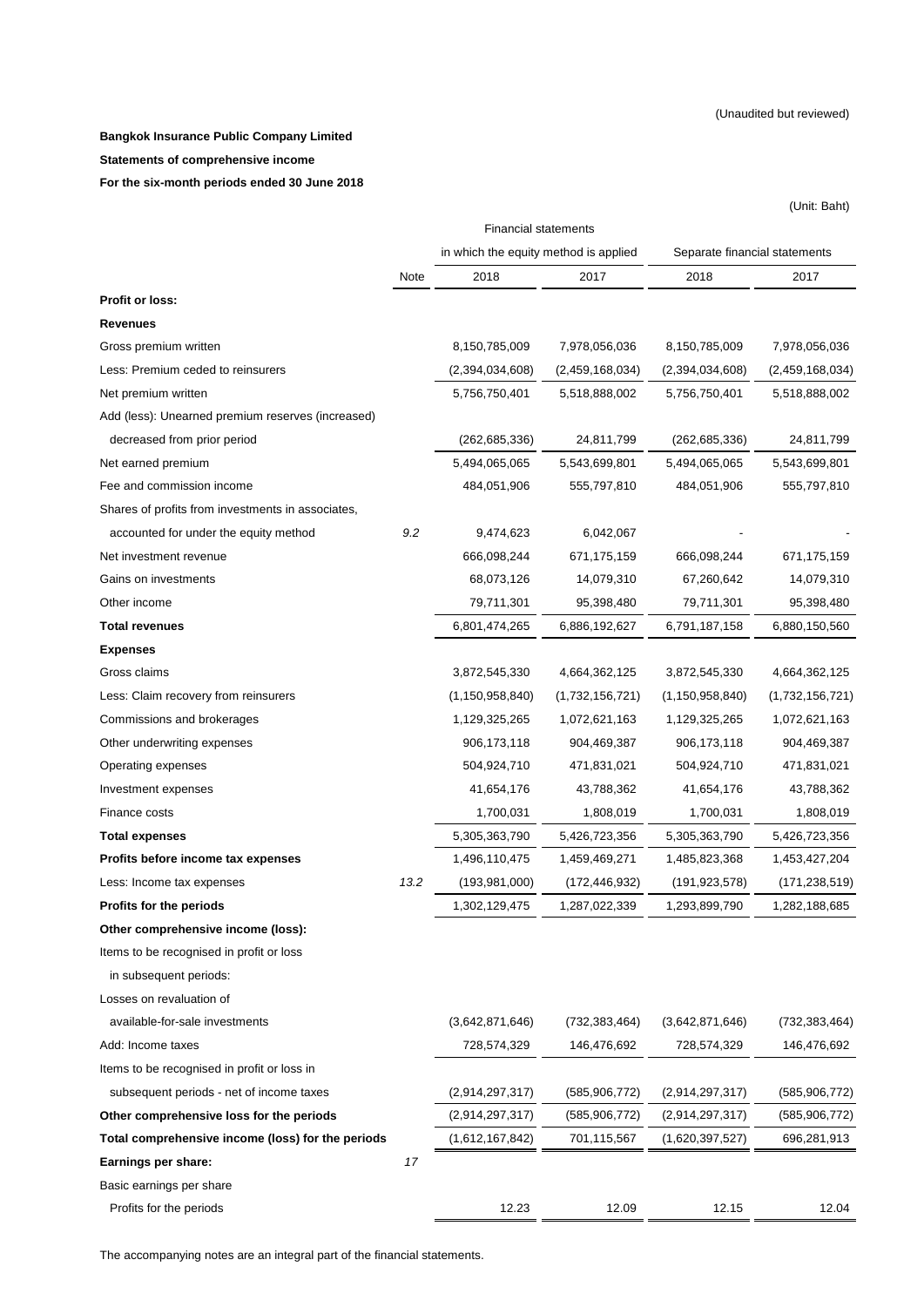(Unaudited but reviewed)

**Bangkok Insurance Public Company Limited**

**Statements of comprehensive income**

**For the six-month periods ended 30 June 2018**

(Unit: Baht)

| | Note | Financial statements in which the equity method is applied | | Separate financial statements | |
|---|---|---|---|---|---|
| | | 2018 | 2017 | 2018 | 2017 |
| **Profit or loss:** | | | | | |
| **Revenues** | | | | | |
| Gross premium written | | 8,150,785,009 | 7,978,056,036 | 8,150,785,009 | 7,978,056,036 |
| Less: Premium ceded to reinsurers | | (2,394,034,608) | (2,459,168,034) | (2,394,034,608) | (2,459,168,034) |
| Net premium written | | 5,756,750,401 | 5,518,888,002 | 5,756,750,401 | 5,518,888,002 |
| Add (less): Unearned premium reserves (increased) decreased from prior period | | (262,685,336) | 24,811,799 | (262,685,336) | 24,811,799 |
| Net earned premium | | 5,494,065,065 | 5,543,699,801 | 5,494,065,065 | 5,543,699,801 |
| Fee and commission income | | 484,051,906 | 555,797,810 | 484,051,906 | 555,797,810 |
| Shares of profits from investments in associates, accounted for under the equity method | 9.2 | 9,474,623 | 6,042,067 | - | - |
| Net investment revenue | | 666,098,244 | 671,175,159 | 666,098,244 | 671,175,159 |
| Gains on investments | | 68,073,126 | 14,079,310 | 67,260,642 | 14,079,310 |
| Other income | | 79,711,301 | 95,398,480 | 79,711,301 | 95,398,480 |
| **Total revenues** | | 6,801,474,265 | 6,886,192,627 | 6,791,187,158 | 6,880,150,560 |
| **Expenses** | | | | | |
| Gross claims | | 3,872,545,330 | 4,664,362,125 | 3,872,545,330 | 4,664,362,125 |
| Less: Claim recovery from reinsurers | | (1,150,958,840) | (1,732,156,721) | (1,150,958,840) | (1,732,156,721) |
| Commissions and brokerages | | 1,129,325,265 | 1,072,621,163 | 1,129,325,265 | 1,072,621,163 |
| Other underwriting expenses | | 906,173,118 | 904,469,387 | 906,173,118 | 904,469,387 |
| Operating expenses | | 504,924,710 | 471,831,021 | 504,924,710 | 471,831,021 |
| Investment expenses | | 41,654,176 | 43,788,362 | 41,654,176 | 43,788,362 |
| Finance costs | | 1,700,031 | 1,808,019 | 1,700,031 | 1,808,019 |
| **Total expenses** | | 5,305,363,790 | 5,426,723,356 | 5,305,363,790 | 5,426,723,356 |
| **Profits before income tax expenses** | | 1,496,110,475 | 1,459,469,271 | 1,485,823,368 | 1,453,427,204 |
| Less: Income tax expenses | 13.2 | (193,981,000) | (172,446,932) | (191,923,578) | (171,238,519) |
| **Profits for the periods** | | 1,302,129,475 | 1,287,022,339 | 1,293,899,790 | 1,282,188,685 |
| **Other comprehensive income (loss):** | | | | | |
| Items to be recognised in profit or loss in subsequent periods: | | | | | |
| Losses on revaluation of available-for-sale investments | | (3,642,871,646) | (732,383,464) | (3,642,871,646) | (732,383,464) |
| Add: Income taxes | | 728,574,329 | 146,476,692 | 728,574,329 | 146,476,692 |
| Items to be recognised in profit or loss in subsequent periods - net of income taxes | | (2,914,297,317) | (585,906,772) | (2,914,297,317) | (585,906,772) |
| **Other comprehensive loss for the periods** | | (2,914,297,317) | (585,906,772) | (2,914,297,317) | (585,906,772) |
| **Total comprehensive income (loss) for the periods** | | (1,612,167,842) | 701,115,567 | (1,620,397,527) | 696,281,913 |
| **Earnings per share:** | 17 | | | | |
| Basic earnings per share | | | | | |
| Profits for the periods | | 12.23 | 12.09 | 12.15 | 12.04 |

The accompanying notes are an integral part of the financial statements.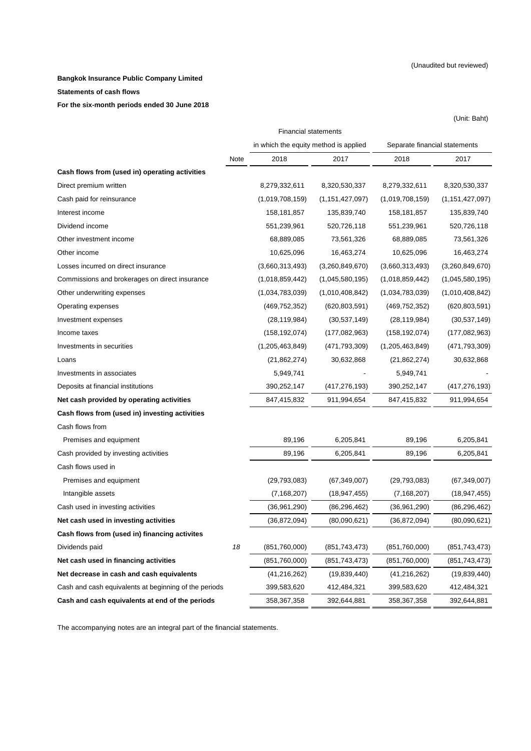(Unaudited but reviewed)

**Bangkok Insurance Public Company Limited**

**Statements of cash flows**

**For the six-month periods ended 30 June 2018**

(Unit: Baht)

| | | Financial statements in which the equity method is applied | | Separate financial statements | |
|---|---|---|---|---|---|
| | Note | 2018 | 2017 | 2018 | 2017 |
| **Cash flows from (used in) operating activities** | | | | | |
| Direct premium written | | 8,279,332,611 | 8,320,530,337 | 8,279,332,611 | 8,320,530,337 |
| Cash paid for reinsurance | | (1,019,708,159) | (1,151,427,097) | (1,019,708,159) | (1,151,427,097) |
| Interest income | | 158,181,857 | 135,839,740 | 158,181,857 | 135,839,740 |
| Dividend income | | 551,239,961 | 520,726,118 | 551,239,961 | 520,726,118 |
| Other investment income | | 68,889,085 | 73,561,326 | 68,889,085 | 73,561,326 |
| Other income | | 10,625,096 | 16,463,274 | 10,625,096 | 16,463,274 |
| Losses incurred on direct insurance | | (3,660,313,493) | (3,260,849,670) | (3,660,313,493) | (3,260,849,670) |
| Commissions and brokerages on direct insurance | | (1,018,859,442) | (1,045,580,195) | (1,018,859,442) | (1,045,580,195) |
| Other underwriting expenses | | (1,034,783,039) | (1,010,408,842) | (1,034,783,039) | (1,010,408,842) |
| Operating expenses | | (469,752,352) | (620,803,591) | (469,752,352) | (620,803,591) |
| Investment expenses | | (28,119,984) | (30,537,149) | (28,119,984) | (30,537,149) |
| Income taxes | | (158,192,074) | (177,082,963) | (158,192,074) | (177,082,963) |
| Investments in securities | | (1,205,463,849) | (471,793,309) | (1,205,463,849) | (471,793,309) |
| Loans | | (21,862,274) | 30,632,868 | (21,862,274) | 30,632,868 |
| Investments in associates | | 5,949,741 | - | 5,949,741 | - |
| Deposits at financial institutions | | 390,252,147 | (417,276,193) | 390,252,147 | (417,276,193) |
| **Net cash provided by operating activities** | | 847,415,832 | 911,994,654 | 847,415,832 | 911,994,654 |
| **Cash flows from (used in) investing activities** | | | | | |
| Cash flows from | | | | | |
| Premises and equipment | | 89,196 | 6,205,841 | 89,196 | 6,205,841 |
| Cash provided by investing activities | | 89,196 | 6,205,841 | 89,196 | 6,205,841 |
| Cash flows used in | | | | | |
| Premises and equipment | | (29,793,083) | (67,349,007) | (29,793,083) | (67,349,007) |
| Intangible assets | | (7,168,207) | (18,947,455) | (7,168,207) | (18,947,455) |
| Cash used in investing activities | | (36,961,290) | (86,296,462) | (36,961,290) | (86,296,462) |
| **Net cash used in investing activities** | | (36,872,094) | (80,090,621) | (36,872,094) | (80,090,621) |
| **Cash flows from (used in) financing activites** | | | | | |
| Dividends paid | *18* | (851,760,000) | (851,743,473) | (851,760,000) | (851,743,473) |
| **Net cash used in financing activities** | | (851,760,000) | (851,743,473) | (851,760,000) | (851,743,473) |
| **Net decrease in cash and cash equivalents** | | (41,216,262) | (19,839,440) | (41,216,262) | (19,839,440) |
| Cash and cash equivalents at beginning of the periods | | 399,583,620 | 412,484,321 | 399,583,620 | 412,484,321 |
| **Cash and cash equivalents at end of the periods** | | 358,367,358 | 392,644,881 | 358,367,358 | 392,644,881 |

The accompanying notes are an integral part of the financial statements.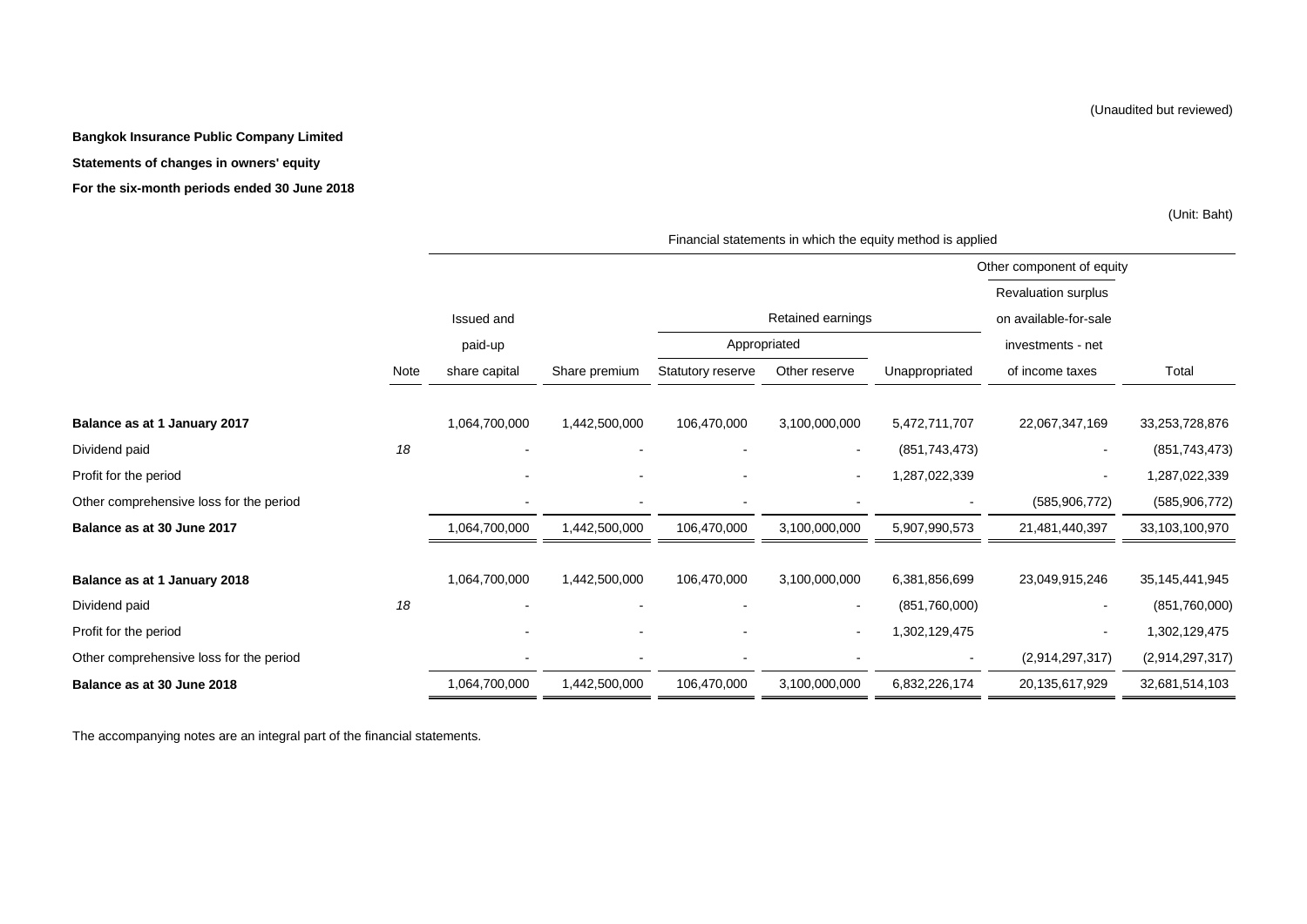(Unaudited but reviewed)

**Bangkok Insurance Public Company Limited**

**Statements of changes in owners' equity**

**For the six-month periods ended 30 June 2018**

(Unit: Baht)

| | | Financial statements in which the equity method is applied | | | | | | |
|---|---|---|---|---|---|---|---|---|
| | | | | | | | Other component of equity | |
| | | | | | | | Revaluation surplus | |
| | | Issued and | | Retained earnings | | | on available-for-sale | |
| | | paid-up | | Appropriated | | | investments - net | |
| | Note | share capital | Share premium | Statutory reserve | Other reserve | Unappropriated | of income taxes | Total |
| **Balance as at 1 January 2017** | | 1,064,700,000 | 1,442,500,000 | 106,470,000 | 3,100,000,000 | 5,472,711,707 | 22,067,347,169 | 33,253,728,876 |
| Dividend paid | *18* | - | - | - | - | (851,743,473) | - | (851,743,473) |
| Profit for the period | | - | - | - | - | 1,287,022,339 | - | 1,287,022,339 |
| Other comprehensive loss for the period | | - | - | - | - | - | (585,906,772) | (585,906,772) |
| **Balance as at 30 June 2017** | | 1,064,700,000 | 1,442,500,000 | 106,470,000 | 3,100,000,000 | 5,907,990,573 | 21,481,440,397 | 33,103,100,970 |
| **Balance as at 1 January 2018** | | 1,064,700,000 | 1,442,500,000 | 106,470,000 | 3,100,000,000 | 6,381,856,699 | 23,049,915,246 | 35,145,441,945 |
| Dividend paid | *18* | - | - | - | - | (851,760,000) | - | (851,760,000) |
| Profit for the period | | - | - | - | - | 1,302,129,475 | - | 1,302,129,475 |
| Other comprehensive loss for the period | | - | - | - | - | - | (2,914,297,317) | (2,914,297,317) |
| **Balance as at 30 June 2018** | | 1,064,700,000 | 1,442,500,000 | 106,470,000 | 3,100,000,000 | 6,832,226,174 | 20,135,617,929 | 32,681,514,103 |

The accompanying notes are an integral part of the financial statements.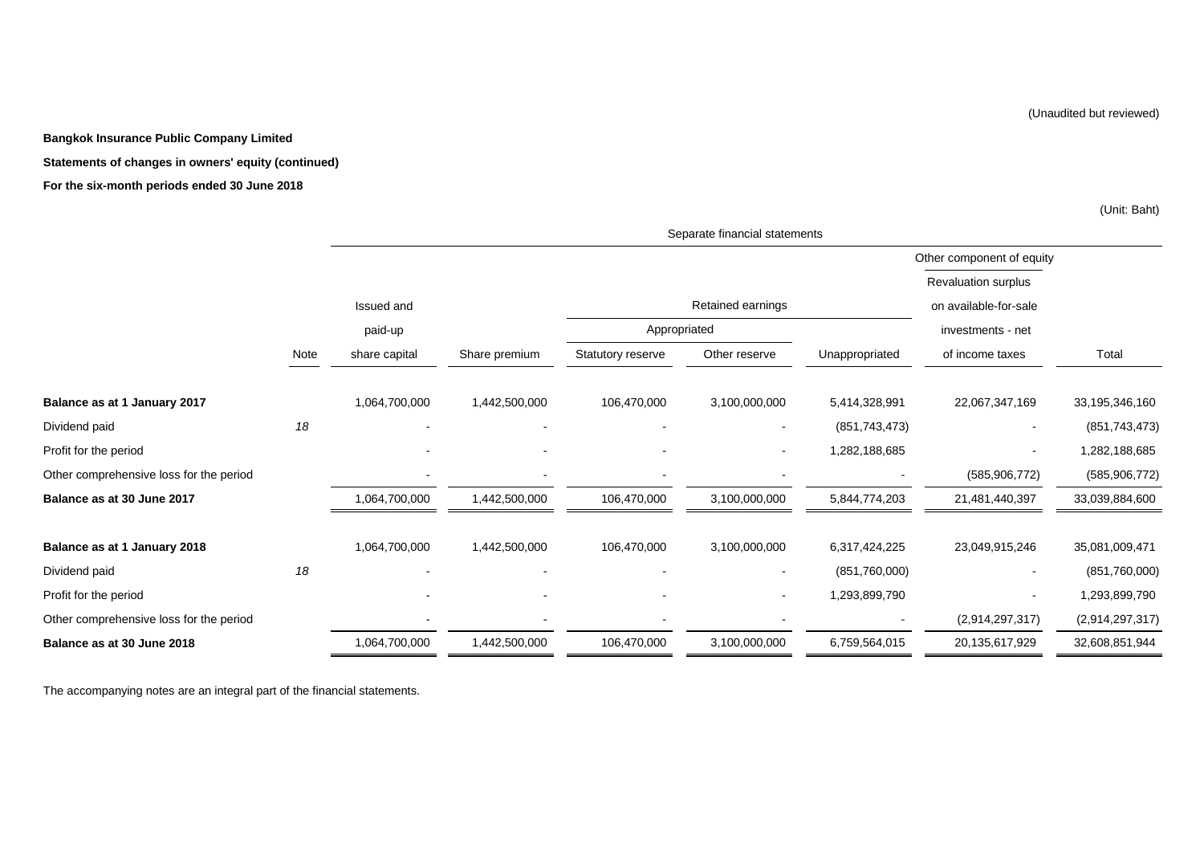(Unaudited but reviewed)

**Bangkok Insurance Public Company Limited**

**Statements of changes in owners' equity (continued)**

**For the six-month periods ended 30 June 2018**

(Unit: Baht)

| | | Separate financial statements | | | | | | |
|---|---|---|---|---|---|---|---|---|
| | | | | | | | Other component of equity | |
| | | | | | | | Revaluation surplus | |
| | | Issued and | | Retained earnings | | | on available-for-sale | |
| | | paid-up | | Appropriated | | | investments - net | |
| | Note | share capital | Share premium | Statutory reserve | Other reserve | Unappropriated | of income taxes | Total |
| **Balance as at 1 January 2017** | | 1,064,700,000 | 1,442,500,000 | 106,470,000 | 3,100,000,000 | 5,414,328,991 | 22,067,347,169 | 33,195,346,160 |
| Dividend paid | *18* | - | - | - | - | (851,743,473) | - | (851,743,473) |
| Profit for the period | | - | - | - | - | 1,282,188,685 | - | 1,282,188,685 |
| Other comprehensive loss for the period | | - | - | - | - | - | (585,906,772) | (585,906,772) |
| **Balance as at 30 June 2017** | | 1,064,700,000 | 1,442,500,000 | 106,470,000 | 3,100,000,000 | 5,844,774,203 | 21,481,440,397 | 33,039,884,600 |
| **Balance as at 1 January 2018** | | 1,064,700,000 | 1,442,500,000 | 106,470,000 | 3,100,000,000 | 6,317,424,225 | 23,049,915,246 | 35,081,009,471 |
| Dividend paid | *18* | - | - | - | - | (851,760,000) | - | (851,760,000) |
| Profit for the period | | - | - | - | - | 1,293,899,790 | - | 1,293,899,790 |
| Other comprehensive loss for the period | | - | - | - | - | - | (2,914,297,317) | (2,914,297,317) |
| **Balance as at 30 June 2018** | | 1,064,700,000 | 1,442,500,000 | 106,470,000 | 3,100,000,000 | 6,759,564,015 | 20,135,617,929 | 32,608,851,944 |

The accompanying notes are an integral part of the financial statements.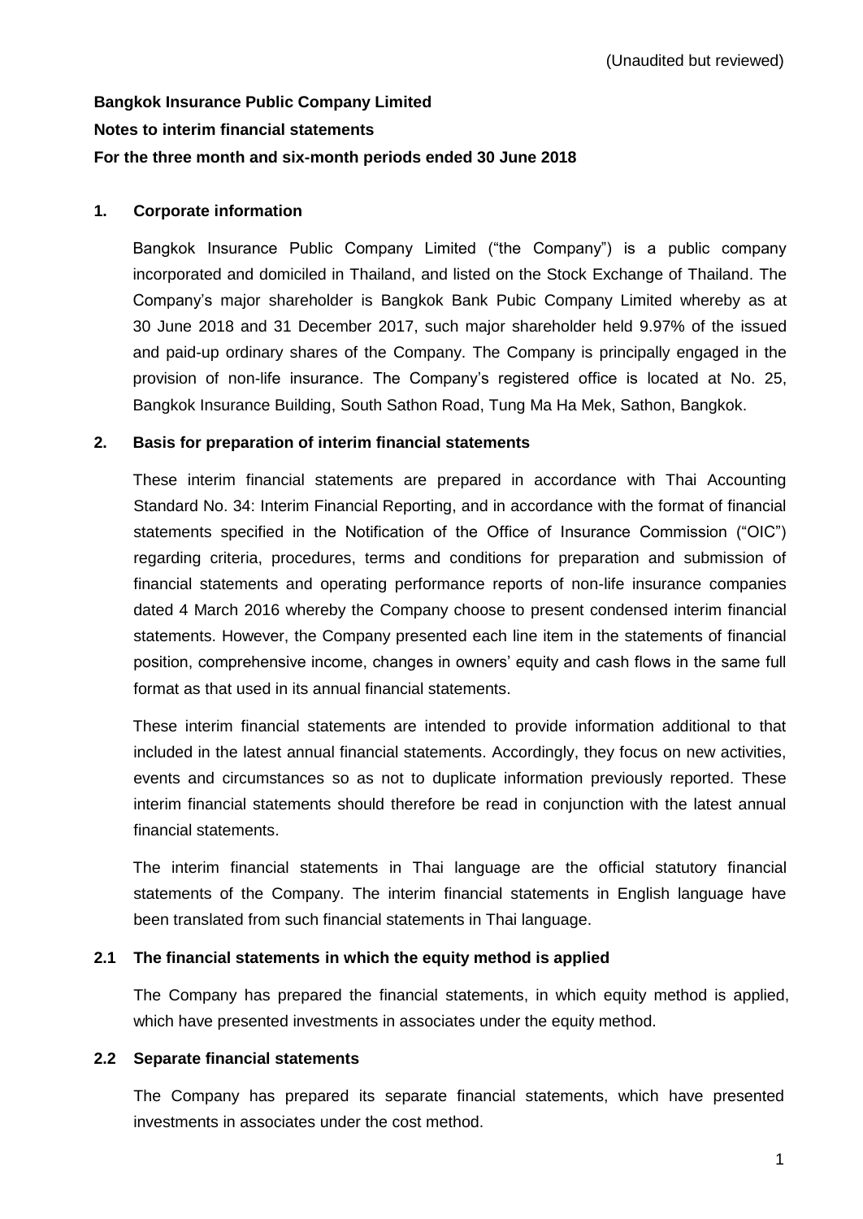(Unaudited but reviewed)

**Bangkok Insurance Public Company Limited**

**Notes to interim financial statements**

**For the three month and six-month periods ended 30 June 2018**

## 1. Corporate information

Bangkok Insurance Public Company Limited ("the Company") is a public company incorporated and domiciled in Thailand, and listed on the Stock Exchange of Thailand. The Company's major shareholder is Bangkok Bank Pubic Company Limited whereby as at 30 June 2018 and 31 December 2017, such major shareholder held 9.97% of the issued and paid-up ordinary shares of the Company. The Company is principally engaged in the provision of non-life insurance. The Company's registered office is located at No. 25, Bangkok Insurance Building, South Sathon Road, Tung Ma Ha Mek, Sathon, Bangkok.

## 2. Basis for preparation of interim financial statements

These interim financial statements are prepared in accordance with Thai Accounting Standard No. 34: Interim Financial Reporting, and in accordance with the format of financial statements specified in the Notification of the Office of Insurance Commission ("OIC") regarding criteria, procedures, terms and conditions for preparation and submission of financial statements and operating performance reports of non-life insurance companies dated 4 March 2016 whereby the Company choose to present condensed interim financial statements. However, the Company presented each line item in the statements of financial position, comprehensive income, changes in owners' equity and cash flows in the same full format as that used in its annual financial statements.

These interim financial statements are intended to provide information additional to that included in the latest annual financial statements. Accordingly, they focus on new activities, events and circumstances so as not to duplicate information previously reported. These interim financial statements should therefore be read in conjunction with the latest annual financial statements.

The interim financial statements in Thai language are the official statutory financial statements of the Company. The interim financial statements in English language have been translated from such financial statements in Thai language.

### 2.1 The financial statements in which the equity method is applied

The Company has prepared the financial statements, in which equity method is applied, which have presented investments in associates under the equity method.

### 2.2 Separate financial statements

The Company has prepared its separate financial statements, which have presented investments in associates under the cost method.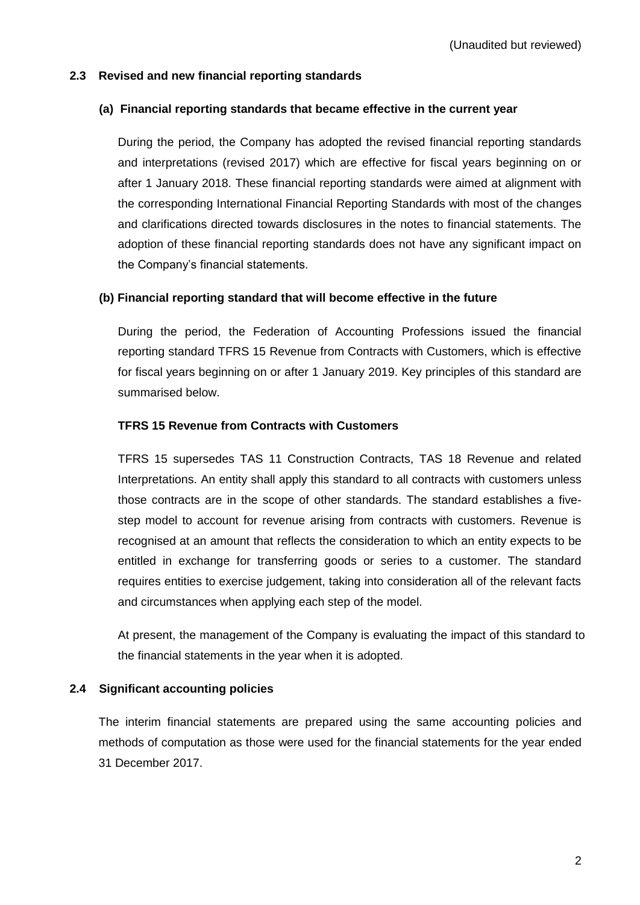(Unaudited but reviewed)

### 2.3 Revised and new financial reporting standards

#### (a) Financial reporting standards that became effective in the current year

During the period, the Company has adopted the revised financial reporting standards and interpretations (revised 2017) which are effective for fiscal years beginning on or after 1 January 2018. These financial reporting standards were aimed at alignment with the corresponding International Financial Reporting Standards with most of the changes and clarifications directed towards disclosures in the notes to financial statements. The adoption of these financial reporting standards does not have any significant impact on the Company's financial statements.

#### (b) Financial reporting standard that will become effective in the future

During the period, the Federation of Accounting Professions issued the financial reporting standard TFRS 15 Revenue from Contracts with Customers, which is effective for fiscal years beginning on or after 1 January 2019. Key principles of this standard are summarised below.

**TFRS 15 Revenue from Contracts with Customers**

TFRS 15 supersedes TAS 11 Construction Contracts, TAS 18 Revenue and related Interpretations. An entity shall apply this standard to all contracts with customers unless those contracts are in the scope of other standards. The standard establishes a five-step model to account for revenue arising from contracts with customers. Revenue is recognised at an amount that reflects the consideration to which an entity expects to be entitled in exchange for transferring goods or series to a customer. The standard requires entities to exercise judgement, taking into consideration all of the relevant facts and circumstances when applying each step of the model.

At present, the management of the Company is evaluating the impact of this standard to the financial statements in the year when it is adopted.

### 2.4 Significant accounting policies

The interim financial statements are prepared using the same accounting policies and methods of computation as those were used for the financial statements for the year ended 31 December 2017.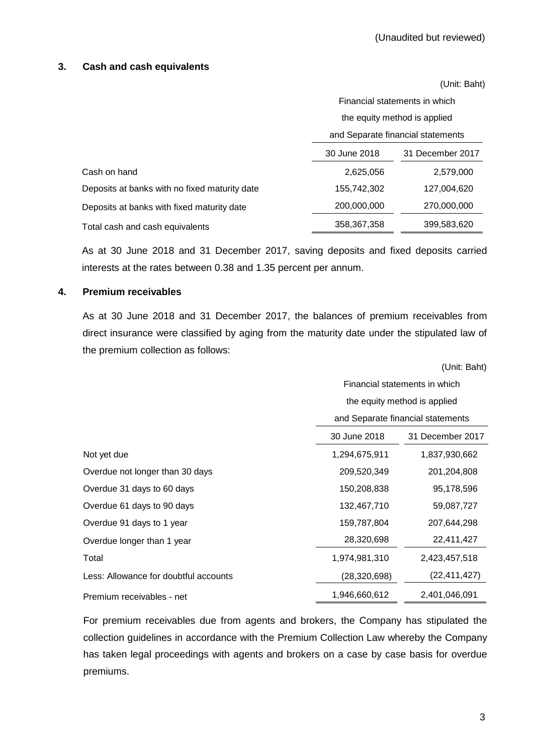(Unaudited but reviewed)

## 3. Cash and cash equivalents

(Unit: Baht)

| | Financial statements in which the equity method is applied and Separate financial statements | |
|---|---|---|
| | 30 June 2018 | 31 December 2017 |
| Cash on hand | 2,625,056 | 2,579,000 |
| Deposits at banks with no fixed maturity date | 155,742,302 | 127,004,620 |
| Deposits at banks with fixed maturity date | 200,000,000 | 270,000,000 |
| Total cash and cash equivalents | 358,367,358 | 399,583,620 |

As at 30 June 2018 and 31 December 2017, saving deposits and fixed deposits carried interests at the rates between 0.38 and 1.35 percent per annum.

## 4. Premium receivables

As at 30 June 2018 and 31 December 2017, the balances of premium receivables from direct insurance were classified by aging from the maturity date under the stipulated law of the premium collection as follows:

(Unit: Baht)

| | Financial statements in which the equity method is applied and Separate financial statements | |
|---|---|---|
| | 30 June 2018 | 31 December 2017 |
| Not yet due | 1,294,675,911 | 1,837,930,662 |
| Overdue not longer than 30 days | 209,520,349 | 201,204,808 |
| Overdue 31 days to 60 days | 150,208,838 | 95,178,596 |
| Overdue 61 days to 90 days | 132,467,710 | 59,087,727 |
| Overdue 91 days to 1 year | 159,787,804 | 207,644,298 |
| Overdue longer than 1 year | 28,320,698 | 22,411,427 |
| Total | 1,974,981,310 | 2,423,457,518 |
| Less: Allowance for doubtful accounts | (28,320,698) | (22,411,427) |
| Premium receivables - net | 1,946,660,612 | 2,401,046,091 |

For premium receivables due from agents and brokers, the Company has stipulated the collection guidelines in accordance with the Premium Collection Law whereby the Company has taken legal proceedings with agents and brokers on a case by case basis for overdue premiums.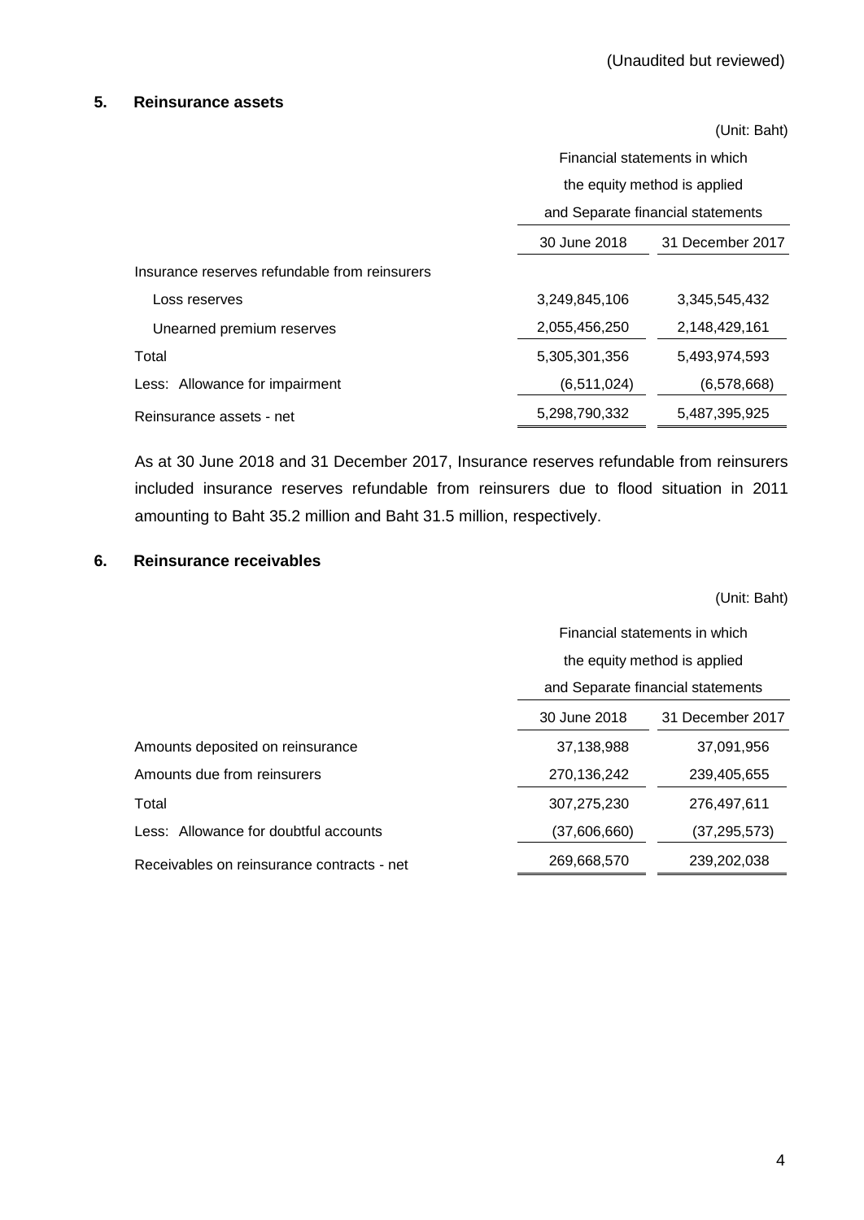(Unaudited but reviewed)

## 5. Reinsurance assets

(Unit: Baht)

| | Financial statements in which the equity method is applied and Separate financial statements | |
|---|---|---|
| | 30 June 2018 | 31 December 2017 |
| Insurance reserves refundable from reinsurers | | |
| Loss reserves | 3,249,845,106 | 3,345,545,432 |
| Unearned premium reserves | 2,055,456,250 | 2,148,429,161 |
| Total | 5,305,301,356 | 5,493,974,593 |
| Less: Allowance for impairment | (6,511,024) | (6,578,668) |
| Reinsurance assets - net | 5,298,790,332 | 5,487,395,925 |

As at 30 June 2018 and 31 December 2017, Insurance reserves refundable from reinsurers included insurance reserves refundable from reinsurers due to flood situation in 2011 amounting to Baht 35.2 million and Baht 31.5 million, respectively.

## 6. Reinsurance receivables

(Unit: Baht)

| | Financial statements in which the equity method is applied and Separate financial statements | |
|---|---|---|
| | 30 June 2018 | 31 December 2017 |
| Amounts deposited on reinsurance | 37,138,988 | 37,091,956 |
| Amounts due from reinsurers | 270,136,242 | 239,405,655 |
| Total | 307,275,230 | 276,497,611 |
| Less: Allowance for doubtful accounts | (37,606,660) | (37,295,573) |
| Receivables on reinsurance contracts - net | 269,668,570 | 239,202,038 |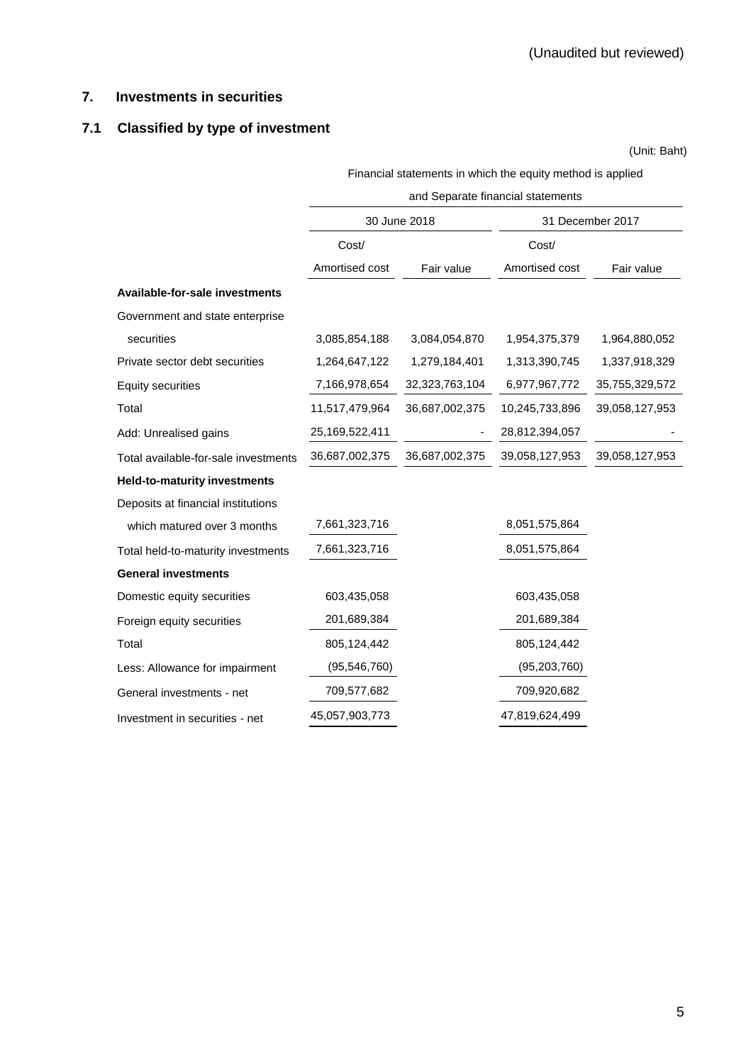(Unaudited but reviewed)

## 7. Investments in securities

### 7.1 Classified by type of investment

(Unit: Baht)

| | Financial statements in which the equity method is applied and Separate financial statements | | | |
|---|---|---|---|---|
| | 30 June 2018 | | 31 December 2017 | |
| | Cost/ Amortised cost | Fair value | Cost/ Amortised cost | Fair value |
| **Available-for-sale investments** | | | | |
| Government and state enterprise securities | 3,085,854,188 | 3,084,054,870 | 1,954,375,379 | 1,964,880,052 |
| Private sector debt securities | 1,264,647,122 | 1,279,184,401 | 1,313,390,745 | 1,337,918,329 |
| Equity securities | 7,166,978,654 | 32,323,763,104 | 6,977,967,772 | 35,755,329,572 |
| Total | 11,517,479,964 | 36,687,002,375 | 10,245,733,896 | 39,058,127,953 |
| Add: Unrealised gains | 25,169,522,411 | - | 28,812,394,057 | - |
| Total available-for-sale investments | 36,687,002,375 | 36,687,002,375 | 39,058,127,953 | 39,058,127,953 |
| **Held-to-maturity investments** | | | | |
| Deposits at financial institutions which matured over 3 months | 7,661,323,716 | | 8,051,575,864 | |
| Total held-to-maturity investments | 7,661,323,716 | | 8,051,575,864 | |
| **General investments** | | | | |
| Domestic equity securities | 603,435,058 | | 603,435,058 | |
| Foreign equity securities | 201,689,384 | | 201,689,384 | |
| Total | 805,124,442 | | 805,124,442 | |
| Less: Allowance for impairment | (95,546,760) | | (95,203,760) | |
| General investments - net | 709,577,682 | | 709,920,682 | |
| Investment in securities - net | 45,057,903,773 | | 47,819,624,499 | |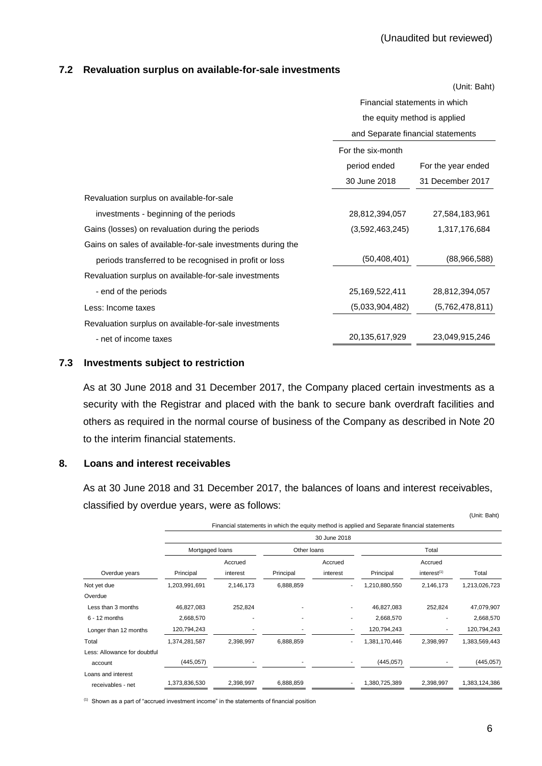(Unaudited but reviewed)

### 7.2 Revaluation surplus on available-for-sale investments

(Unit: Baht)

| | Financial statements in which the equity method is applied and Separate financial statements | |
|---|---|---|
| | For the six-month period ended 30 June 2018 | For the year ended 31 December 2017 |
| Revaluation surplus on available-for-sale investments - beginning of the periods | 28,812,394,057 | 27,584,183,961 |
| Gains (losses) on revaluation during the periods | (3,592,463,245) | 1,317,176,684 |
| Gains on sales of available-for-sale investments during the periods transferred to be recognised in profit or loss | (50,408,401) | (88,966,588) |
| Revaluation surplus on available-for-sale investments - end of the periods | 25,169,522,411 | 28,812,394,057 |
| Less: Income taxes | (5,033,904,482) | (5,762,478,811) |
| Revaluation surplus on available-for-sale investments - net of income taxes | 20,135,617,929 | 23,049,915,246 |

### 7.3 Investments subject to restriction

As at 30 June 2018 and 31 December 2017, the Company placed certain investments as a security with the Registrar and placed with the bank to secure bank overdraft facilities and others as required in the normal course of business of the Company as described in Note 20 to the interim financial statements.

## 8. Loans and interest receivables

As at 30 June 2018 and 31 December 2017, the balances of loans and interest receivables, classified by overdue years, were as follows:

(Unit: Baht)

| | Financial statements in which the equity method is applied and Separate financial statements | | | | | | |
|---|---|---|---|---|---|---|---|
| | 30 June 2018 | | | | | | |
| | Mortgaged loans | | Other loans | | Total | | |
| Overdue years | Principal | Accrued interest | Principal | Accrued interest | Principal | Accrued interest[1] | Total |
| Not yet due | 1,203,991,691 | 2,146,173 | 6,888,859 | - | 1,210,880,550 | 2,146,173 | 1,213,026,723 |
| Overdue | | | | | | | |
| Less than 3 months | 46,827,083 | 252,824 | - | - | 46,827,083 | 252,824 | 47,079,907 |
| 6 - 12 months | 2,668,570 | - | - | - | 2,668,570 | - | 2,668,570 |
| Longer than 12 months | 120,794,243 | - | - | - | 120,794,243 | - | 120,794,243 |
| Total | 1,374,281,587 | 2,398,997 | 6,888,859 | - | 1,381,170,446 | 2,398,997 | 1,383,569,443 |
| Less: Allowance for doubtful account | (445,057) | - | - | - | (445,057) | - | (445,057) |
| Loans and interest receivables - net | 1,373,836,530 | 2,398,997 | 6,888,859 | - | 1,380,725,389 | 2,398,997 | 1,383,124,386 |

[1] Shown as a part of "accrued investment income" in the statements of financial position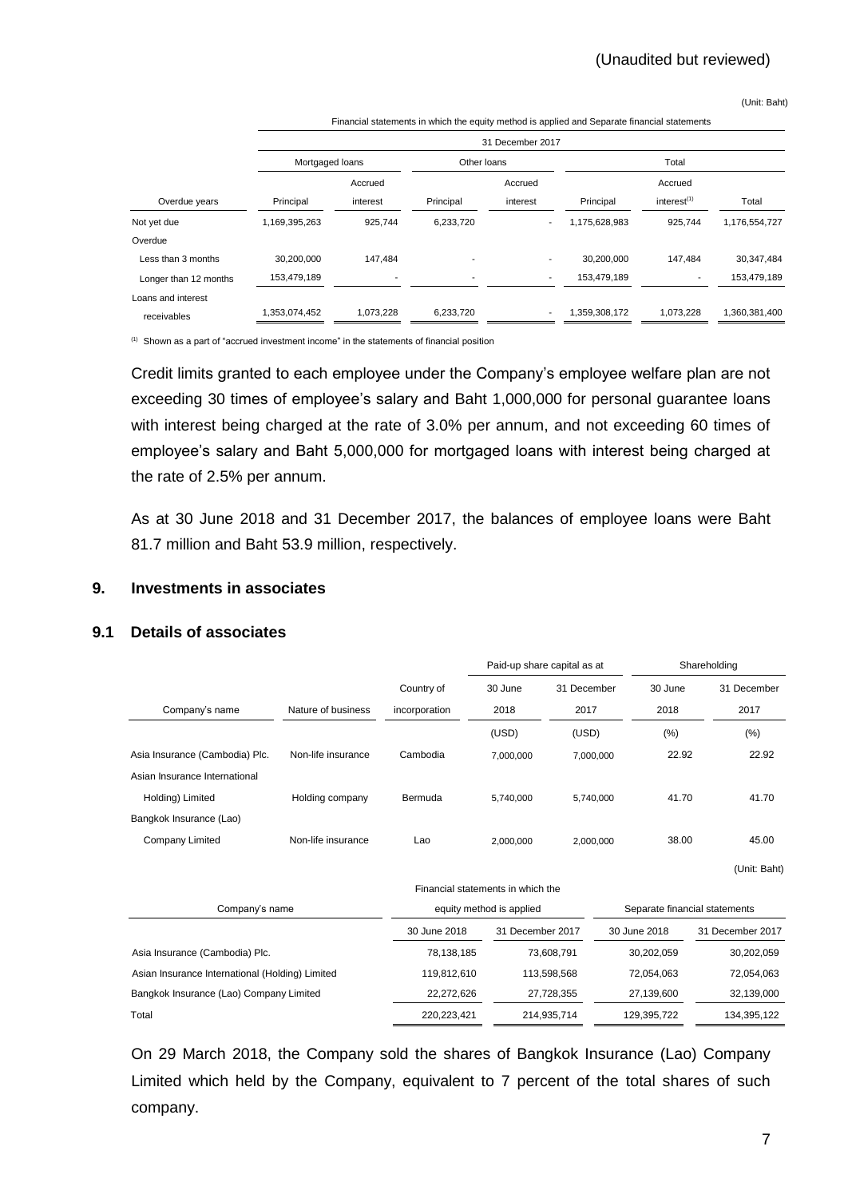(Unaudited but reviewed)

(Unit: Baht)

| | Financial statements in which the equity method is applied and Separate financial statements | | | | | | |
|---|---|---|---|---|---|---|---|
| | 31 December 2017 | | | | | | |
| | Mortgaged loans | | Other loans | | Total | | |
| Overdue years | Principal | Accrued interest | Principal | Accrued interest | Principal | Accrued interest[(1)] | Total |
| Not yet due | 1,169,395,263 | 925,744 | 6,233,720 | - | 1,175,628,983 | 925,744 | 1,176,554,727 |
| Overdue | | | | | | | |
| Less than 3 months | 30,200,000 | 147,484 | - | - | 30,200,000 | 147,484 | 30,347,484 |
| Longer than 12 months | 153,479,189 | - | - | - | 153,479,189 | - | 153,479,189 |
| Loans and interest receivables | 1,353,074,452 | 1,073,228 | 6,233,720 | - | 1,359,308,172 | 1,073,228 | 1,360,381,400 |

(1) Shown as a part of "accrued investment income" in the statements of financial position

Credit limits granted to each employee under the Company's employee welfare plan are not exceeding 30 times of employee's salary and Baht 1,000,000 for personal guarantee loans with interest being charged at the rate of 3.0% per annum, and not exceeding 60 times of employee's salary and Baht 5,000,000 for mortgaged loans with interest being charged at the rate of 2.5% per annum.

As at 30 June 2018 and 31 December 2017, the balances of employee loans were Baht 81.7 million and Baht 53.9 million, respectively.

## 9. Investments in associates

### 9.1 Details of associates

| | | | Paid-up share capital as at | | Shareholding | |
|---|---|---|---|---|---|---|
| Company's name | Nature of business | Country of incorporation | 30 June 2018 | 31 December 2017 | 30 June 2018 | 31 December 2017 |
| | | | (USD) | (USD) | (%) | (%) |
| Asia Insurance (Cambodia) Plc. | Non-life insurance | Cambodia | 7,000,000 | 7,000,000 | 22.92 | 22.92 |
| Asian Insurance International Holding) Limited | Holding company | Bermuda | 5,740,000 | 5,740,000 | 41.70 | 41.70 |
| Bangkok Insurance (Lao) Company Limited | Non-life insurance | Lao | 2,000,000 | 2,000,000 | 38.00 | 45.00 |

(Unit: Baht)

| Company's name | Financial statements in which the equity method is applied | | Separate financial statements | |
|---|---|---|---|---|
| | 30 June 2018 | 31 December 2017 | 30 June 2018 | 31 December 2017 |
| Asia Insurance (Cambodia) Plc. | 78,138,185 | 73,608,791 | 30,202,059 | 30,202,059 |
| Asian Insurance International (Holding) Limited | 119,812,610 | 113,598,568 | 72,054,063 | 72,054,063 |
| Bangkok Insurance (Lao) Company Limited | 22,272,626 | 27,728,355 | 27,139,600 | 32,139,000 |
| Total | 220,223,421 | 214,935,714 | 129,395,722 | 134,395,122 |

On 29 March 2018, the Company sold the shares of Bangkok Insurance (Lao) Company Limited which held by the Company, equivalent to 7 percent of the total shares of such company.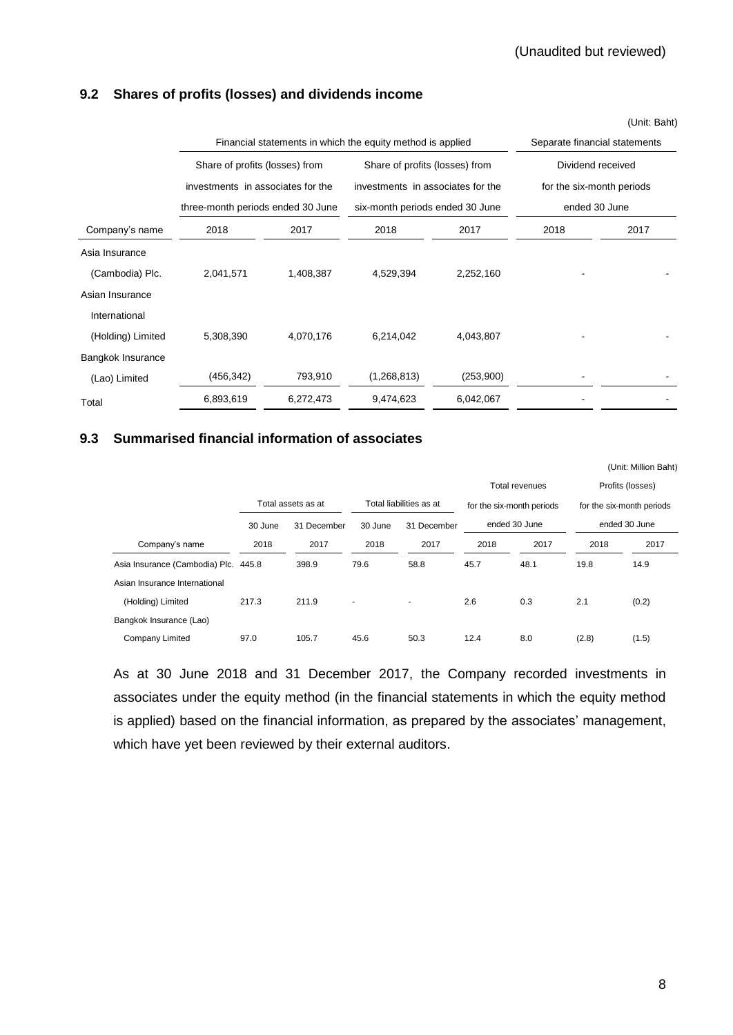(Unaudited but reviewed)

## 9.2 Shares of profits (losses) and dividends income

(Unit: Baht)

| | Financial statements in which the equity method is applied | | | | Separate financial statements | |
|---|---|---|---|---|---|---|
| | Share of profits (losses) from investments in associates for the three-month periods ended 30 June | | Share of profits (losses) from investments in associates for the six-month periods ended 30 June | | Dividend received for the six-month periods ended 30 June | |
| Company's name | 2018 | 2017 | 2018 | 2017 | 2018 | 2017 |
| Asia Insurance (Cambodia) Plc. | 2,041,571 | 1,408,387 | 4,529,394 | 2,252,160 | - | - |
| Asian Insurance International (Holding) Limited | 5,308,390 | 4,070,176 | 6,214,042 | 4,043,807 | - | - |
| Bangkok Insurance (Lao) Limited | (456,342) | 793,910 | (1,268,813) | (253,900) | - | - |
| Total | 6,893,619 | 6,272,473 | 9,474,623 | 6,042,067 | - | - |

## 9.3 Summarised financial information of associates

(Unit: Million Baht)

| | Total assets as at | | Total liabilities as at | | Total revenues for the six-month periods ended 30 June | | Profits (losses) for the six-month periods ended 30 June | |
|---|---|---|---|---|---|---|---|---|
| Company's name | 30 June 2018 | 31 December 2017 | 30 June 2018 | 31 December 2017 | 2018 | 2017 | 2018 | 2017 |
| Asia Insurance (Cambodia) Plc. | 445.8 | 398.9 | 79.6 | 58.8 | 45.7 | 48.1 | 19.8 | 14.9 |
| Asian Insurance International (Holding) Limited | 217.3 | 211.9 | - | - | 2.6 | 0.3 | 2.1 | (0.2) |
| Bangkok Insurance (Lao) Company Limited | 97.0 | 105.7 | 45.6 | 50.3 | 12.4 | 8.0 | (2.8) | (1.5) |

As at 30 June 2018 and 31 December 2017, the Company recorded investments in associates under the equity method (in the financial statements in which the equity method is applied) based on the financial information, as prepared by the associates' management, which have yet been reviewed by their external auditors.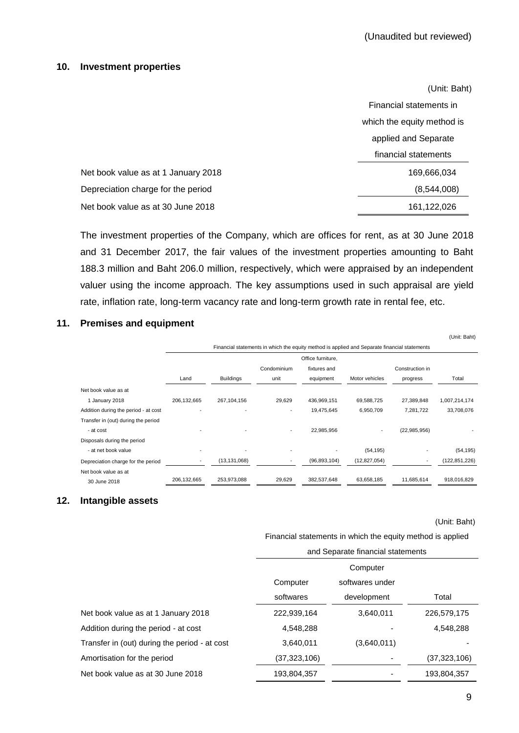(Unaudited but reviewed)

## 10. Investment properties

| | (Unit: Baht) |
|---|---|
| | Financial statements in which the equity method is applied and Separate financial statements |
| Net book value as at 1 January 2018 | 169,666,034 |
| Depreciation charge for the period | (8,544,008) |
| Net book value as at 30 June 2018 | 161,122,026 |

The investment properties of the Company, which are offices for rent, as at 30 June 2018 and 31 December 2017, the fair values of the investment properties amounting to Baht 188.3 million and Baht 206.0 million, respectively, which were appraised by an independent valuer using the income approach. The key assumptions used in such appraisal are yield rate, inflation rate, long-term vacancy rate and long-term growth rate in rental fee, etc.

## 11. Premises and equipment

(Unit: Baht)

| | Financial statements in which the equity method is applied and Separate financial statements | | | | | | |
|---|---|---|---|---|---|---|---|
| | Land | Buildings | Condominium unit | Office furniture, fixtures and equipment | Motor vehicles | Construction in progress | Total |
| Net book value as at 1 January 2018 | 206,132,665 | 267,104,156 | 29,629 | 436,969,151 | 69,588,725 | 27,389,848 | 1,007,214,174 |
| Addition during the period - at cost | - | - | - | 19,475,645 | 6,950,709 | 7,281,722 | 33,708,076 |
| Transfer in (out) during the period - at cost | - | - | - | 22,985,956 | - | (22,985,956) | - |
| Disposals during the period - at net book value | - | - | - | - | (54,195) | - | (54,195) |
| Depreciation charge for the period | - | (13,131,068) | - | (96,893,104) | (12,827,054) | - | (122,851,226) |
| Net book value as at 30 June 2018 | 206,132,665 | 253,973,088 | 29,629 | 382,537,648 | 63,658,185 | 11,685,614 | 918,016,829 |

## 12. Intangible assets

(Unit: Baht)

| | Financial statements in which the equity method is applied and Separate financial statements | | |
|---|---|---|---|
| | Computer softwares | Computer softwares under development | Total |
| Net book value as at 1 January 2018 | 222,939,164 | 3,640,011 | 226,579,175 |
| Addition during the period - at cost | 4,548,288 | - | 4,548,288 |
| Transfer in (out) during the period - at cost | 3,640,011 | (3,640,011) | - |
| Amortisation for the period | (37,323,106) | - | (37,323,106) |
| Net book value as at 30 June 2018 | 193,804,357 | - | 193,804,357 |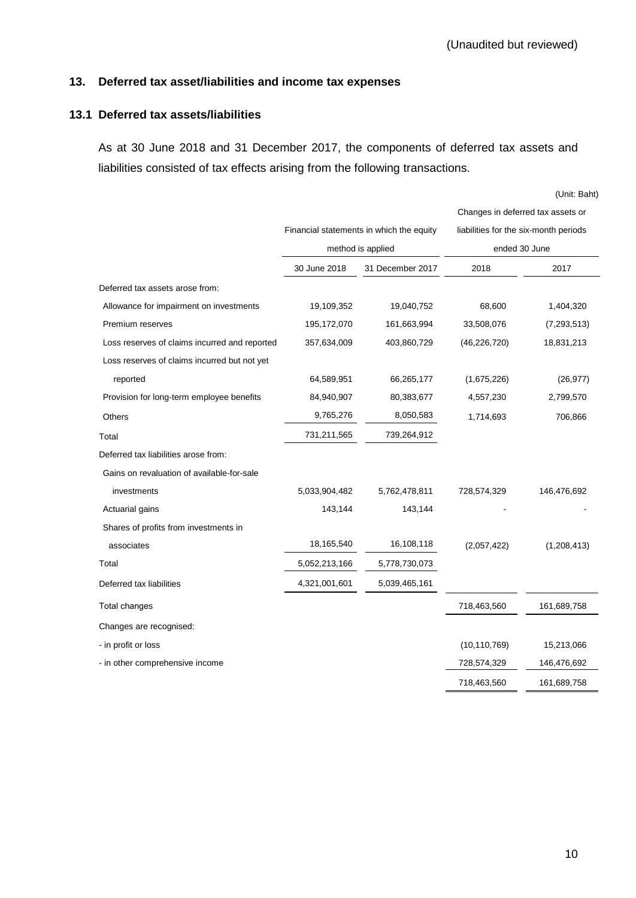(Unaudited but reviewed)

## 13. Deferred tax asset/liabilities and income tax expenses

### 13.1 Deferred tax assets/liabilities

As at 30 June 2018 and 31 December 2017, the components of deferred tax assets and liabilities consisted of tax effects arising from the following transactions.

(Unit: Baht)

| | Financial statements in which the equity method is applied | | Changes in deferred tax assets or liabilities for the six-month periods ended 30 June | |
|---|---|---|---|---|
| | 30 June 2018 | 31 December 2017 | 2018 | 2017 |
| Deferred tax assets arose from: | | | | |
| Allowance for impairment on investments | 19,109,352 | 19,040,752 | 68,600 | 1,404,320 |
| Premium reserves | 195,172,070 | 161,663,994 | 33,508,076 | (7,293,513) |
| Loss reserves of claims incurred and reported | 357,634,009 | 403,860,729 | (46,226,720) | 18,831,213 |
| Loss reserves of claims incurred but not yet reported | 64,589,951 | 66,265,177 | (1,675,226) | (26,977) |
| Provision for long-term employee benefits | 84,940,907 | 80,383,677 | 4,557,230 | 2,799,570 |
| Others | 9,765,276 | 8,050,583 | 1,714,693 | 706,866 |
| Total | 731,211,565 | 739,264,912 | | |
| Deferred tax liabilities arose from: | | | | |
| Gains on revaluation of available-for-sale investments | 5,033,904,482 | 5,762,478,811 | 728,574,329 | 146,476,692 |
| Actuarial gains | 143,144 | 143,144 | - | - |
| Shares of profits from investments in associates | 18,165,540 | 16,108,118 | (2,057,422) | (1,208,413) |
| Total | 5,052,213,166 | 5,778,730,073 | | |
| Deferred tax liabilities | 4,321,001,601 | 5,039,465,161 | | |
| Total changes | | | 718,463,560 | 161,689,758 |
| Changes are recognised: | | | | |
| - in profit or loss | | | (10,110,769) | 15,213,066 |
| - in other comprehensive income | | | 728,574,329 | 146,476,692 |
| | | | 718,463,560 | 161,689,758 |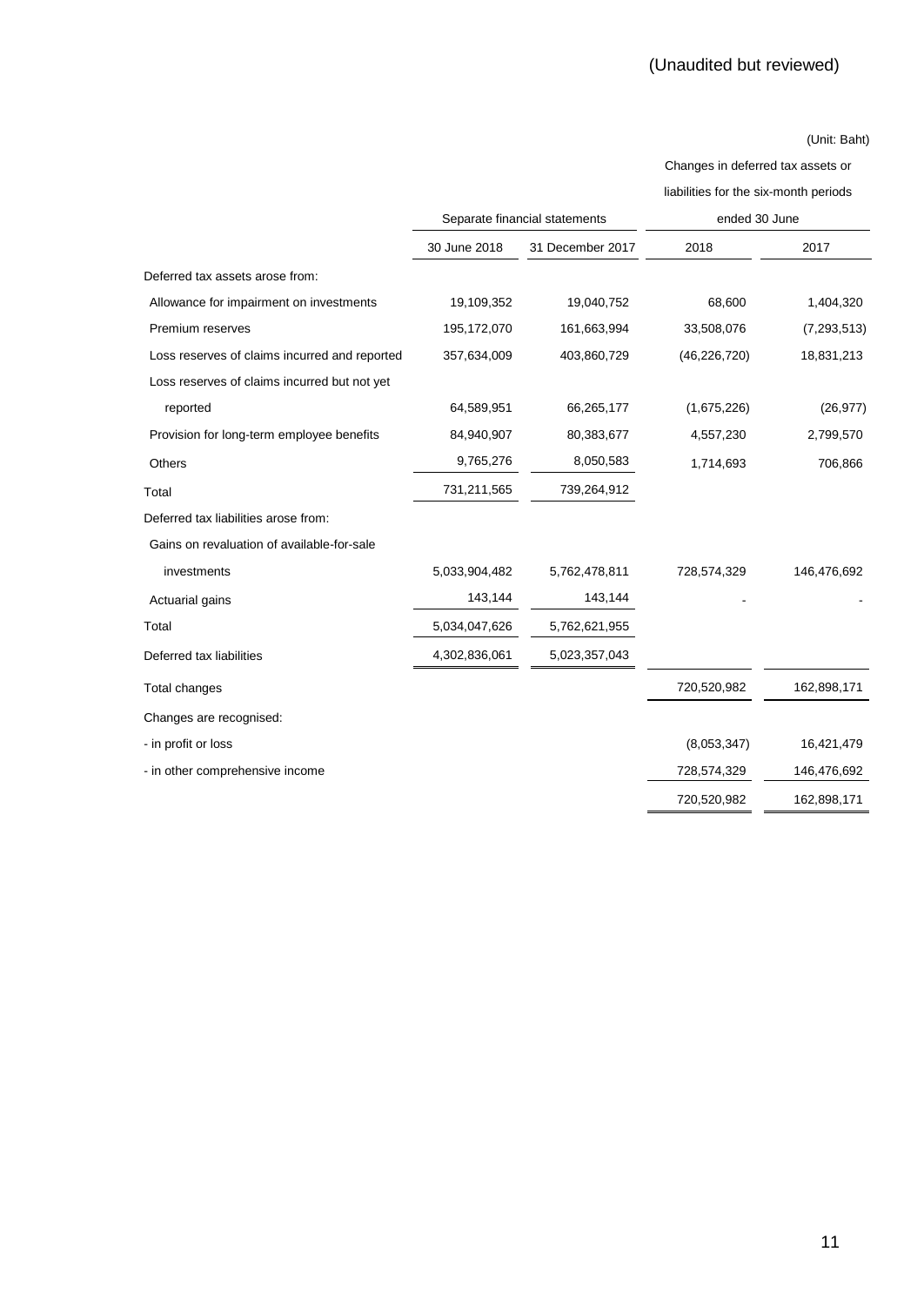(Unaudited but reviewed)

(Unit: Baht)

| | Separate financial statements | | Changes in deferred tax assets or liabilities for the six-month periods ended 30 June | |
|---|---|---|---|---|
| | 30 June 2018 | 31 December 2017 | 2018 | 2017 |
| Deferred tax assets arose from: | | | | |
| Allowance for impairment on investments | 19,109,352 | 19,040,752 | 68,600 | 1,404,320 |
| Premium reserves | 195,172,070 | 161,663,994 | 33,508,076 | (7,293,513) |
| Loss reserves of claims incurred and reported | 357,634,009 | 403,860,729 | (46,226,720) | 18,831,213 |
| Loss reserves of claims incurred but not yet reported | 64,589,951 | 66,265,177 | (1,675,226) | (26,977) |
| Provision for long-term employee benefits | 84,940,907 | 80,383,677 | 4,557,230 | 2,799,570 |
| Others | 9,765,276 | 8,050,583 | 1,714,693 | 706,866 |
| Total | 731,211,565 | 739,264,912 | | |
| Deferred tax liabilities arose from: | | | | |
| Gains on revaluation of available-for-sale investments | 5,033,904,482 | 5,762,478,811 | 728,574,329 | 146,476,692 |
| Actuarial gains | 143,144 | 143,144 | - | - |
| Total | 5,034,047,626 | 5,762,621,955 | | |
| Deferred tax liabilities | 4,302,836,061 | 5,023,357,043 | | |
| Total changes | | | 720,520,982 | 162,898,171 |
| Changes are recognised: | | | | |
| - in profit or loss | | | (8,053,347) | 16,421,479 |
| - in other comprehensive income | | | 728,574,329 | 146,476,692 |
| | | | 720,520,982 | 162,898,171 |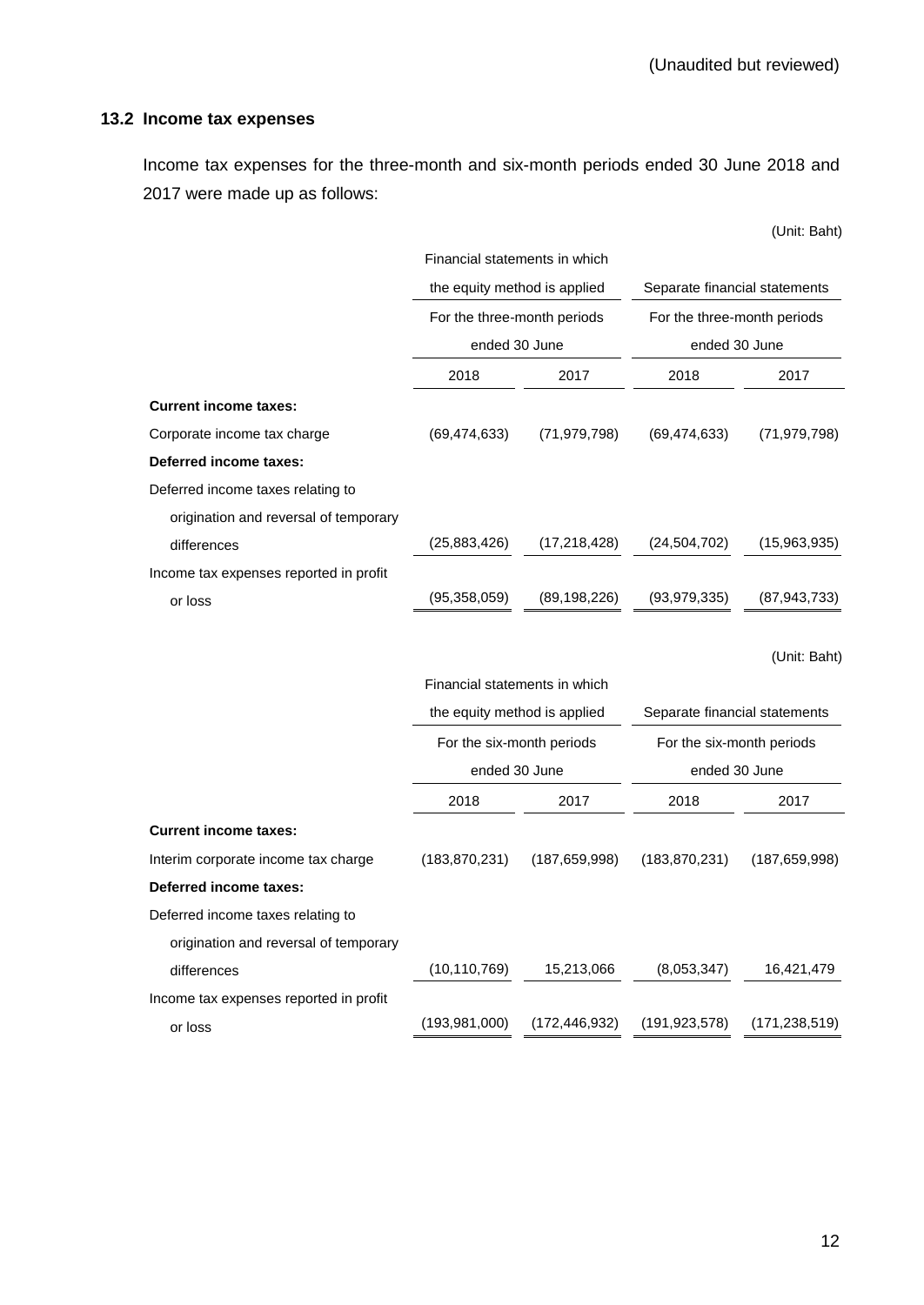(Unaudited but reviewed)

### 13.2 Income tax expenses

Income tax expenses for the three-month and six-month periods ended 30 June 2018 and 2017 were made up as follows:

(Unit: Baht)

| | Financial statements in which the equity method is applied | | Separate financial statements | |
|---|---|---|---|---|
| | For the three-month periods ended 30 June | | For the three-month periods ended 30 June | |
| | 2018 | 2017 | 2018 | 2017 |
| **Current income taxes:** | | | | |
| Corporate income tax charge | (69,474,633) | (71,979,798) | (69,474,633) | (71,979,798) |
| **Deferred income taxes:** | | | | |
| Deferred income taxes relating to origination and reversal of temporary differences | (25,883,426) | (17,218,428) | (24,504,702) | (15,963,935) |
| Income tax expenses reported in profit or loss | (95,358,059) | (89,198,226) | (93,979,335) | (87,943,733) |

(Unit: Baht)

| | Financial statements in which the equity method is applied | | Separate financial statements | |
|---|---|---|---|---|
| | For the six-month periods ended 30 June | | For the six-month periods ended 30 June | |
| | 2018 | 2017 | 2018 | 2017 |
| **Current income taxes:** | | | | |
| Interim corporate income tax charge | (183,870,231) | (187,659,998) | (183,870,231) | (187,659,998) |
| **Deferred income taxes:** | | | | |
| Deferred income taxes relating to origination and reversal of temporary differences | (10,110,769) | 15,213,066 | (8,053,347) | 16,421,479 |
| Income tax expenses reported in profit or loss | (193,981,000) | (172,446,932) | (191,923,578) | (171,238,519) |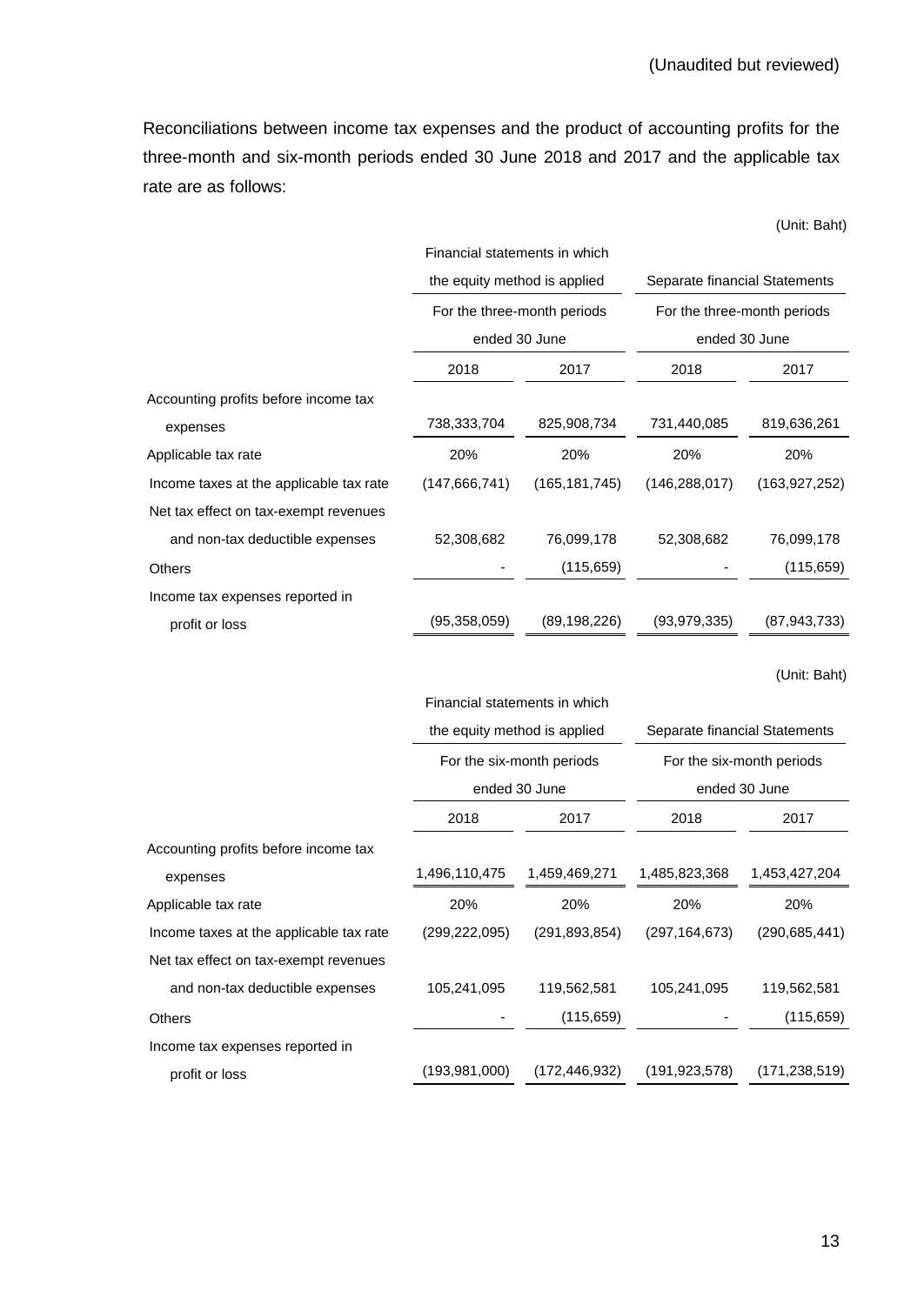(Unaudited but reviewed)

Reconciliations between income tax expenses and the product of accounting profits for the three-month and six-month periods ended 30 June 2018 and 2017 and the applicable tax rate are as follows:

(Unit: Baht)

| | Financial statements in which the equity method is applied | | Separate financial Statements | |
|---|---|---|---|---|
| | For the three-month periods ended 30 June | | For the three-month periods ended 30 June | |
| | 2018 | 2017 | 2018 | 2017 |
| Accounting profits before income tax expenses | 738,333,704 | 825,908,734 | 731,440,085 | 819,636,261 |
| Applicable tax rate | 20% | 20% | 20% | 20% |
| Income taxes at the applicable tax rate | (147,666,741) | (165,181,745) | (146,288,017) | (163,927,252) |
| Net tax effect on tax-exempt revenues and non-tax deductible expenses | 52,308,682 | 76,099,178 | 52,308,682 | 76,099,178 |
| Others | - | (115,659) | - | (115,659) |
| Income tax expenses reported in profit or loss | (95,358,059) | (89,198,226) | (93,979,335) | (87,943,733) |

(Unit: Baht)

| | Financial statements in which the equity method is applied | | Separate financial Statements | |
|---|---|---|---|---|
| | For the six-month periods ended 30 June | | For the six-month periods ended 30 June | |
| | 2018 | 2017 | 2018 | 2017 |
| Accounting profits before income tax expenses | 1,496,110,475 | 1,459,469,271 | 1,485,823,368 | 1,453,427,204 |
| Applicable tax rate | 20% | 20% | 20% | 20% |
| Income taxes at the applicable tax rate | (299,222,095) | (291,893,854) | (297,164,673) | (290,685,441) |
| Net tax effect on tax-exempt revenues and non-tax deductible expenses | 105,241,095 | 119,562,581 | 105,241,095 | 119,562,581 |
| Others | - | (115,659) | - | (115,659) |
| Income tax expenses reported in profit or loss | (193,981,000) | (172,446,932) | (191,923,578) | (171,238,519) |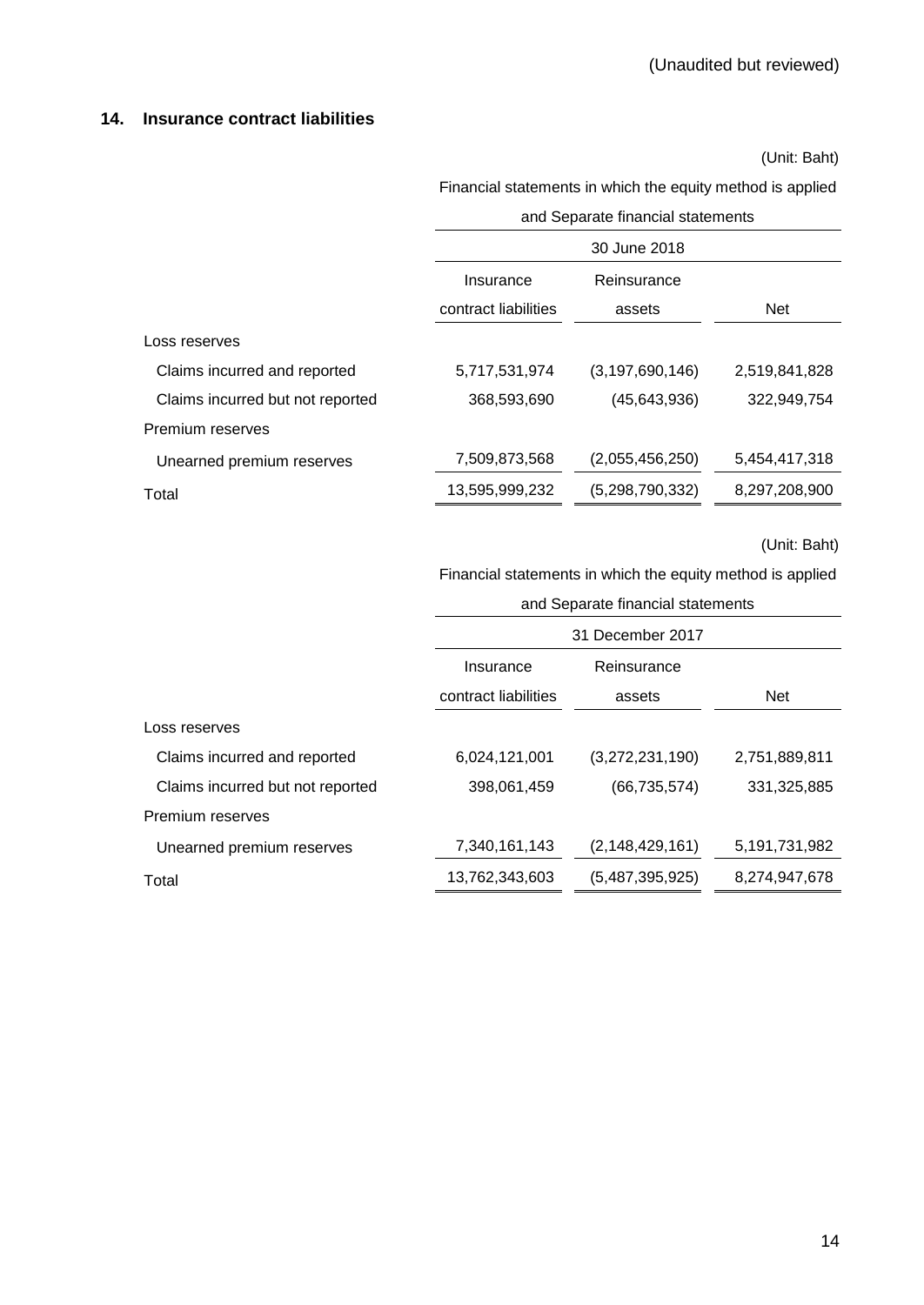(Unaudited but reviewed)

## 14. Insurance contract liabilities

(Unit: Baht)

| | Financial statements in which the equity method is applied and Separate financial statements | | |
|---|---|---|---|
| | 30 June 2018 | | |
| | Insurance contract liabilities | Reinsurance assets | Net |
| Loss reserves | | | |
| Claims incurred and reported | 5,717,531,974 | (3,197,690,146) | 2,519,841,828 |
| Claims incurred but not reported | 368,593,690 | (45,643,936) | 322,949,754 |
| Premium reserves | | | |
| Unearned premium reserves | 7,509,873,568 | (2,055,456,250) | 5,454,417,318 |
| Total | 13,595,999,232 | (5,298,790,332) | 8,297,208,900 |

(Unit: Baht)

| | Financial statements in which the equity method is applied and Separate financial statements | | |
|---|---|---|---|
| | 31 December 2017 | | |
| | Insurance contract liabilities | Reinsurance assets | Net |
| Loss reserves | | | |
| Claims incurred and reported | 6,024,121,001 | (3,272,231,190) | 2,751,889,811 |
| Claims incurred but not reported | 398,061,459 | (66,735,574) | 331,325,885 |
| Premium reserves | | | |
| Unearned premium reserves | 7,340,161,143 | (2,148,429,161) | 5,191,731,982 |
| Total | 13,762,343,603 | (5,487,395,925) | 8,274,947,678 |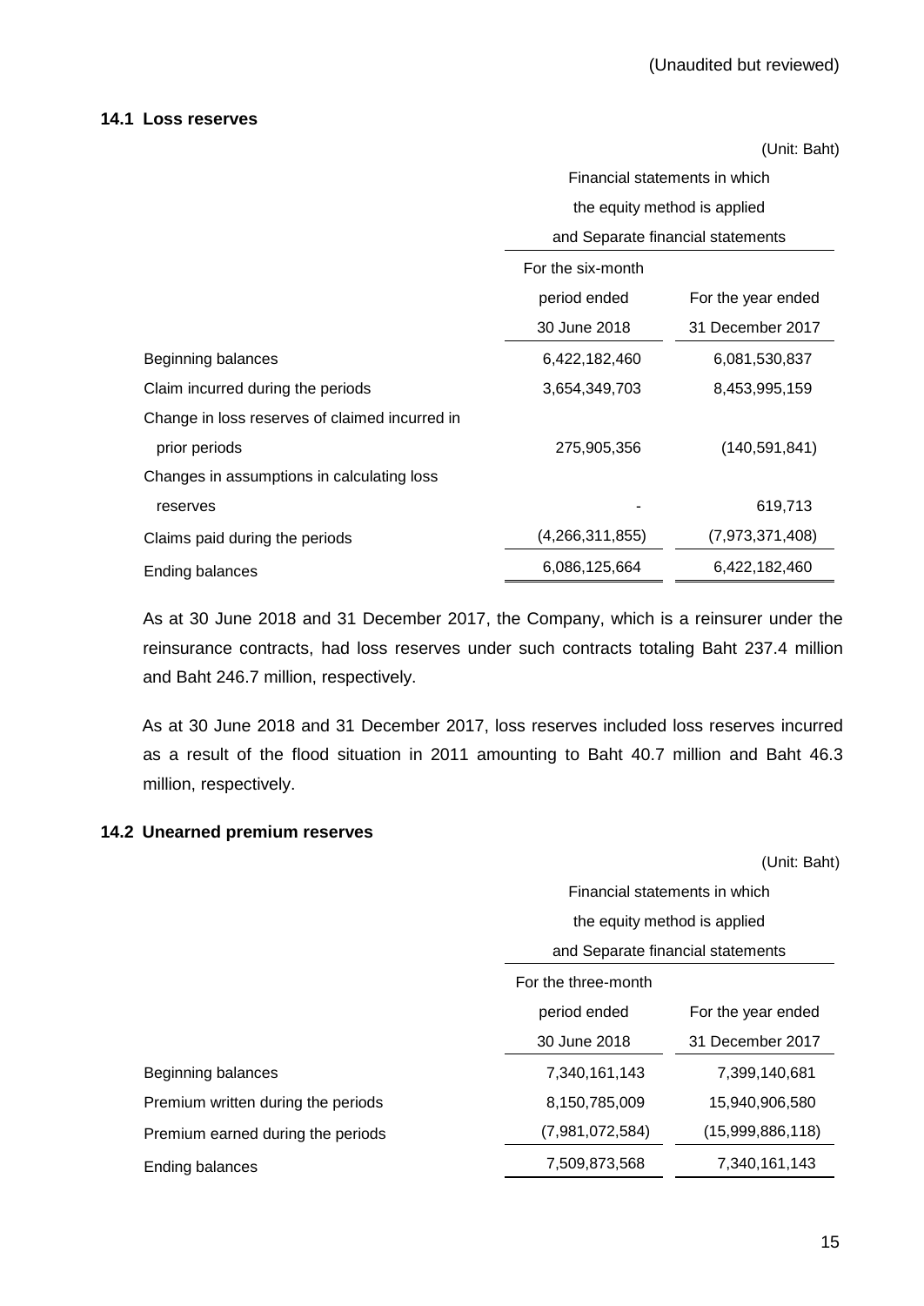(Unaudited but reviewed)

### 14.1 Loss reserves

(Unit: Baht)

| | Financial statements in which the equity method is applied and Separate financial statements | |
|---|---|---|
| | For the six-month period ended 30 June 2018 | For the year ended 31 December 2017 |
| Beginning balances | 6,422,182,460 | 6,081,530,837 |
| Claim incurred during the periods | 3,654,349,703 | 8,453,995,159 |
| Change in loss reserves of claimed incurred in prior periods | 275,905,356 | (140,591,841) |
| Changes in assumptions in calculating loss reserves | - | 619,713 |
| Claims paid during the periods | (4,266,311,855) | (7,973,371,408) |
| Ending balances | 6,086,125,664 | 6,422,182,460 |

As at 30 June 2018 and 31 December 2017, the Company, which is a reinsurer under the reinsurance contracts, had loss reserves under such contracts totaling Baht 237.4 million and Baht 246.7 million, respectively.

As at 30 June 2018 and 31 December 2017, loss reserves included loss reserves incurred as a result of the flood situation in 2011 amounting to Baht 40.7 million and Baht 46.3 million, respectively.

### 14.2 Unearned premium reserves

(Unit: Baht)

| | Financial statements in which the equity method is applied and Separate financial statements | |
|---|---|---|
| | For the three-month period ended 30 June 2018 | For the year ended 31 December 2017 |
| Beginning balances | 7,340,161,143 | 7,399,140,681 |
| Premium written during the periods | 8,150,785,009 | 15,940,906,580 |
| Premium earned during the periods | (7,981,072,584) | (15,999,886,118) |
| Ending balances | 7,509,873,568 | 7,340,161,143 |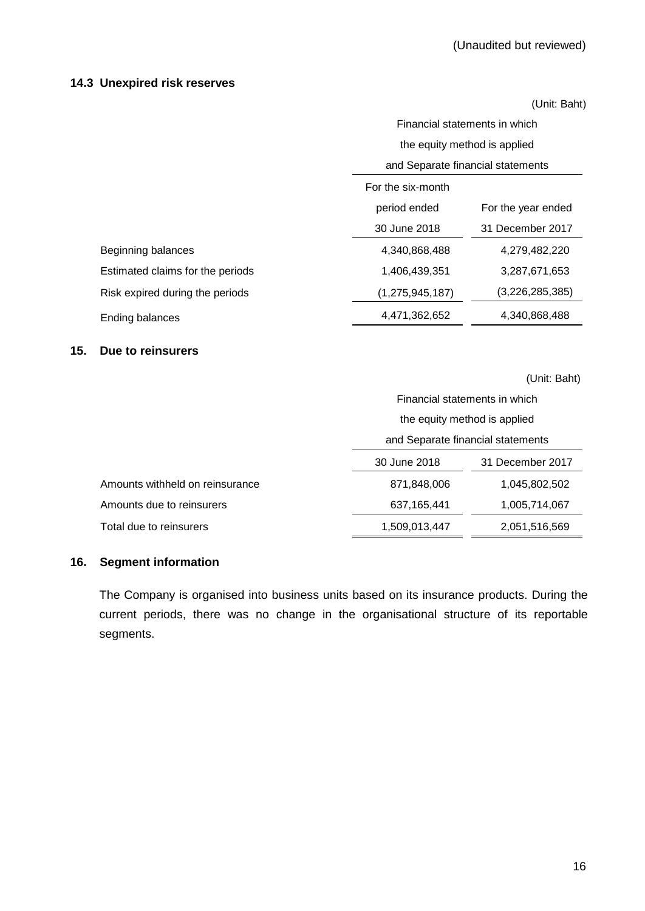(Unaudited but reviewed)

### 14.3 Unexpired risk reserves

(Unit: Baht)

| | Financial statements in which the equity method is applied and Separate financial statements | |
|---|---|---|
| | For the six-month period ended 30 June 2018 | For the year ended 31 December 2017 |
| Beginning balances | 4,340,868,488 | 4,279,482,220 |
| Estimated claims for the periods | 1,406,439,351 | 3,287,671,653 |
| Risk expired during the periods | (1,275,945,187) | (3,226,285,385) |
| Ending balances | 4,471,362,652 | 4,340,868,488 |

## 15. Due to reinsurers

(Unit: Baht)

| | Financial statements in which the equity method is applied and Separate financial statements | |
|---|---|---|
| | 30 June 2018 | 31 December 2017 |
| Amounts withheld on reinsurance | 871,848,006 | 1,045,802,502 |
| Amounts due to reinsurers | 637,165,441 | 1,005,714,067 |
| Total due to reinsurers | 1,509,013,447 | 2,051,516,569 |

## 16. Segment information

The Company is organised into business units based on its insurance products. During the current periods, there was no change in the organisational structure of its reportable segments.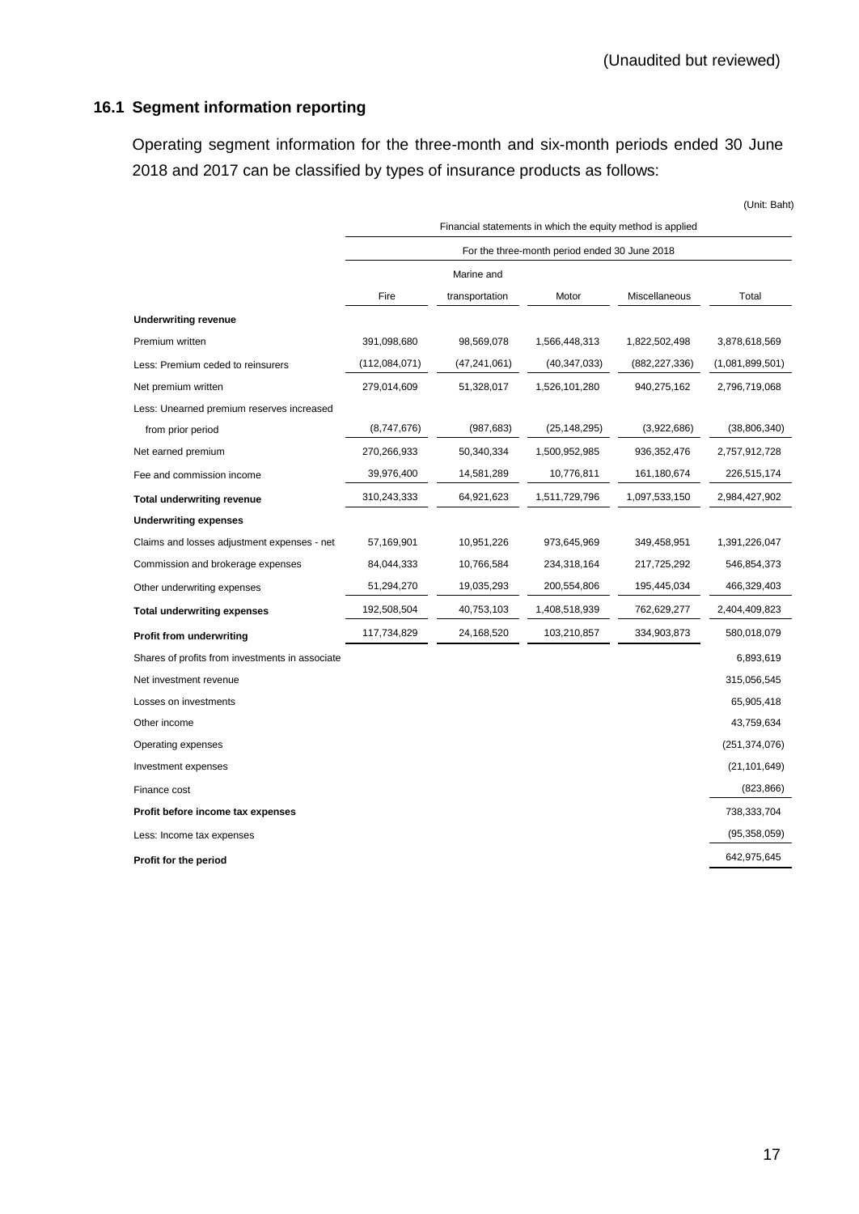(Unaudited but reviewed)

### 16.1 Segment information reporting

Operating segment information for the three-month and six-month periods ended 30 June 2018 and 2017 can be classified by types of insurance products as follows:

(Unit: Baht)

| | Financial statements in which the equity method is applied | | | | |
|---|---|---|---|---|---|
| | For the three-month period ended 30 June 2018 | | | | |
| | Fire | Marine and transportation | Motor | Miscellaneous | Total |
| **Underwriting revenue** | | | | | |
| Premium written | 391,098,680 | 98,569,078 | 1,566,448,313 | 1,822,502,498 | 3,878,618,569 |
| Less: Premium ceded to reinsurers | (112,084,071) | (47,241,061) | (40,347,033) | (882,227,336) | (1,081,899,501) |
| Net premium written | 279,014,609 | 51,328,017 | 1,526,101,280 | 940,275,162 | 2,796,719,068 |
| Less: Unearned premium reserves increased from prior period | (8,747,676) | (987,683) | (25,148,295) | (3,922,686) | (38,806,340) |
| Net earned premium | 270,266,933 | 50,340,334 | 1,500,952,985 | 936,352,476 | 2,757,912,728 |
| Fee and commission income | 39,976,400 | 14,581,289 | 10,776,811 | 161,180,674 | 226,515,174 |
| **Total underwriting revenue** | 310,243,333 | 64,921,623 | 1,511,729,796 | 1,097,533,150 | 2,984,427,902 |
| **Underwriting expenses** | | | | | |
| Claims and losses adjustment expenses - net | 57,169,901 | 10,951,226 | 973,645,969 | 349,458,951 | 1,391,226,047 |
| Commission and brokerage expenses | 84,044,333 | 10,766,584 | 234,318,164 | 217,725,292 | 546,854,373 |
| Other underwriting expenses | 51,294,270 | 19,035,293 | 200,554,806 | 195,445,034 | 466,329,403 |
| **Total underwriting expenses** | 192,508,504 | 40,753,103 | 1,408,518,939 | 762,629,277 | 2,404,409,823 |
| **Profit from underwriting** | 117,734,829 | 24,168,520 | 103,210,857 | 334,903,873 | 580,018,079 |
| Shares of profits from investments in associate | | | | | 6,893,619 |
| Net investment revenue | | | | | 315,056,545 |
| Losses on investments | | | | | 65,905,418 |
| Other income | | | | | 43,759,634 |
| Operating expenses | | | | | (251,374,076) |
| Investment expenses | | | | | (21,101,649) |
| Finance cost | | | | | (823,866) |
| **Profit before income tax expenses** | | | | | 738,333,704 |
| Less: Income tax expenses | | | | | (95,358,059) |
| **Profit for the period** | | | | | 642,975,645 |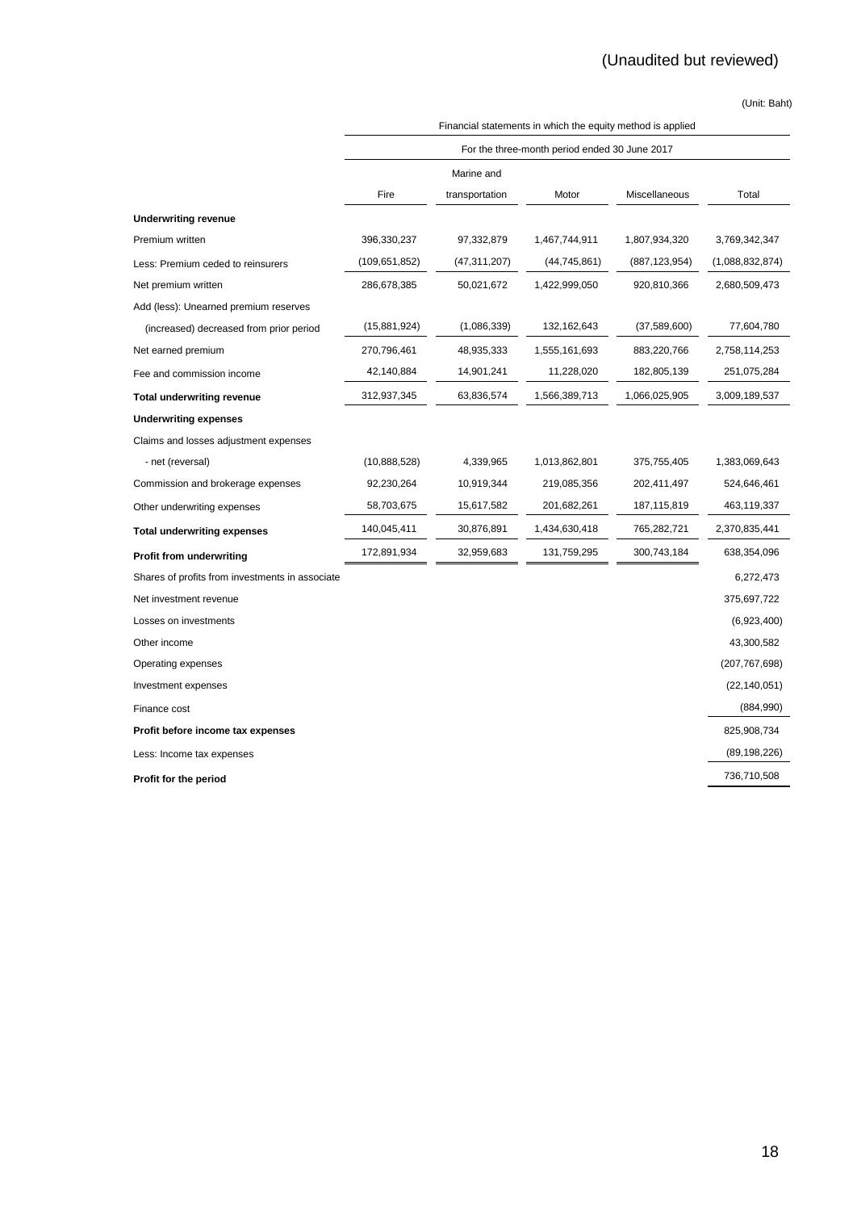(Unaudited but reviewed)

(Unit: Baht)

| | Financial statements in which the equity method is applied | | | | |
|---|---|---|---|---|---|
| | For the three-month period ended 30 June 2017 | | | | |
| | Fire | Marine and transportation | Motor | Miscellaneous | Total |
| **Underwriting revenue** | | | | | |
| Premium written | 396,330,237 | 97,332,879 | 1,467,744,911 | 1,807,934,320 | 3,769,342,347 |
| Less: Premium ceded to reinsurers | (109,651,852) | (47,311,207) | (44,745,861) | (887,123,954) | (1,088,832,874) |
| Net premium written | 286,678,385 | 50,021,672 | 1,422,999,050 | 920,810,366 | 2,680,509,473 |
| Add (less): Unearned premium reserves | | | | | |
| (increased) decreased from prior period | (15,881,924) | (1,086,339) | 132,162,643 | (37,589,600) | 77,604,780 |
| Net earned premium | 270,796,461 | 48,935,333 | 1,555,161,693 | 883,220,766 | 2,758,114,253 |
| Fee and commission income | 42,140,884 | 14,901,241 | 11,228,020 | 182,805,139 | 251,075,284 |
| **Total underwriting revenue** | 312,937,345 | 63,836,574 | 1,566,389,713 | 1,066,025,905 | 3,009,189,537 |
| **Underwriting expenses** | | | | | |
| Claims and losses adjustment expenses | | | | | |
| - net (reversal) | (10,888,528) | 4,339,965 | 1,013,862,801 | 375,755,405 | 1,383,069,643 |
| Commission and brokerage expenses | 92,230,264 | 10,919,344 | 219,085,356 | 202,411,497 | 524,646,461 |
| Other underwriting expenses | 58,703,675 | 15,617,582 | 201,682,261 | 187,115,819 | 463,119,337 |
| **Total underwriting expenses** | 140,045,411 | 30,876,891 | 1,434,630,418 | 765,282,721 | 2,370,835,441 |
| **Profit from underwriting** | 172,891,934 | 32,959,683 | 131,759,295 | 300,743,184 | 638,354,096 |
| Shares of profits from investments in associate | | | | | 6,272,473 |
| Net investment revenue | | | | | 375,697,722 |
| Losses on investments | | | | | (6,923,400) |
| Other income | | | | | 43,300,582 |
| Operating expenses | | | | | (207,767,698) |
| Investment expenses | | | | | (22,140,051) |
| Finance cost | | | | | (884,990) |
| **Profit before income tax expenses** | | | | | 825,908,734 |
| Less: Income tax expenses | | | | | (89,198,226) |
| **Profit for the period** | | | | | 736,710,508 |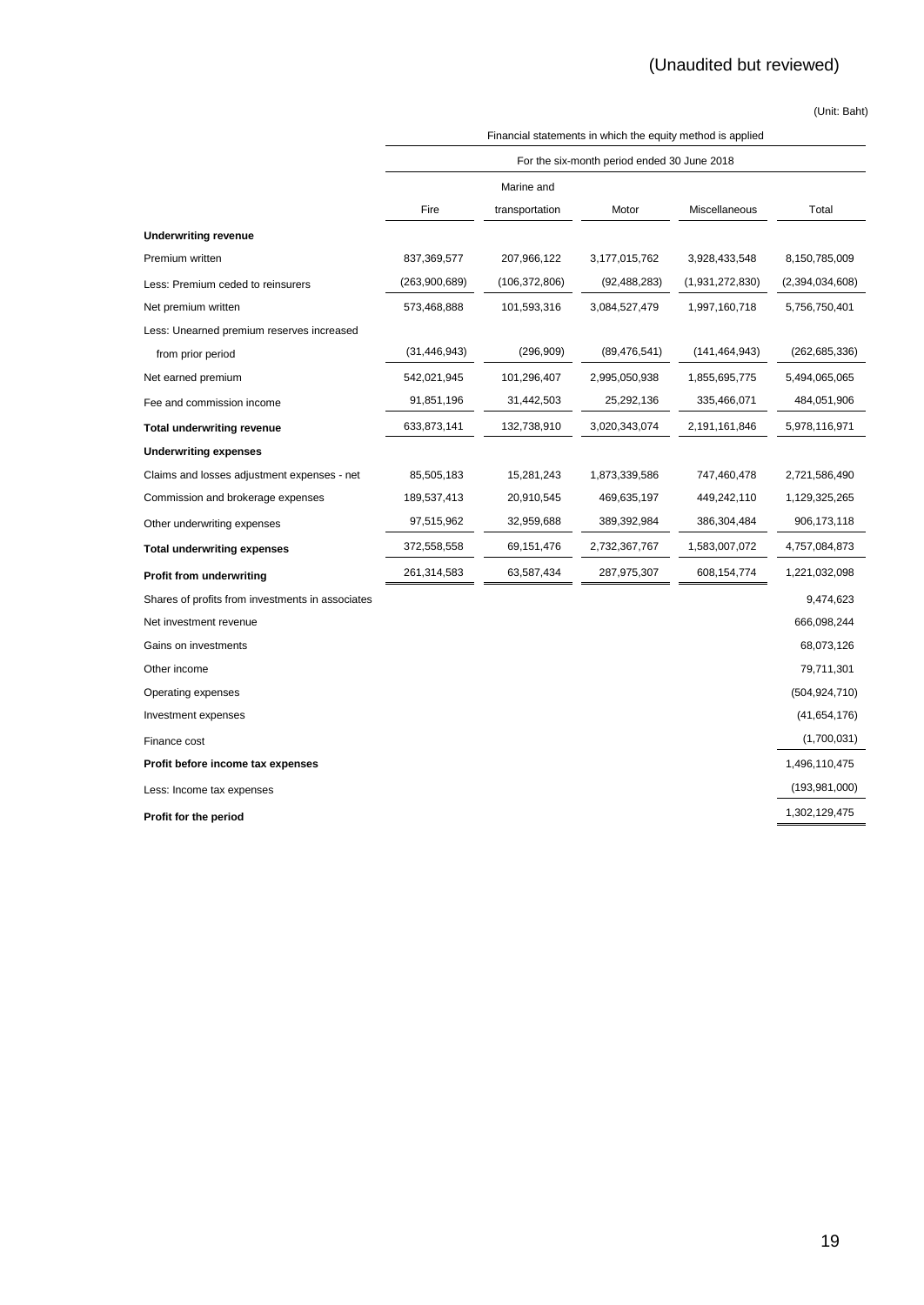(Unaudited but reviewed)

(Unit: Baht)

| | Financial statements in which the equity method is applied | | | | |
|---|---|---|---|---|---|
| | For the six-month period ended 30 June 2018 | | | | |
| | Fire | Marine and transportation | Motor | Miscellaneous | Total |
| **Underwriting revenue** | | | | | |
| Premium written | 837,369,577 | 207,966,122 | 3,177,015,762 | 3,928,433,548 | 8,150,785,009 |
| Less: Premium ceded to reinsurers | (263,900,689) | (106,372,806) | (92,488,283) | (1,931,272,830) | (2,394,034,608) |
| Net premium written | 573,468,888 | 101,593,316 | 3,084,527,479 | 1,997,160,718 | 5,756,750,401 |
| Less: Unearned premium reserves increased from prior period | (31,446,943) | (296,909) | (89,476,541) | (141,464,943) | (262,685,336) |
| Net earned premium | 542,021,945 | 101,296,407 | 2,995,050,938 | 1,855,695,775 | 5,494,065,065 |
| Fee and commission income | 91,851,196 | 31,442,503 | 25,292,136 | 335,466,071 | 484,051,906 |
| **Total underwriting revenue** | 633,873,141 | 132,738,910 | 3,020,343,074 | 2,191,161,846 | 5,978,116,971 |
| **Underwriting expenses** | | | | | |
| Claims and losses adjustment expenses - net | 85,505,183 | 15,281,243 | 1,873,339,586 | 747,460,478 | 2,721,586,490 |
| Commission and brokerage expenses | 189,537,413 | 20,910,545 | 469,635,197 | 449,242,110 | 1,129,325,265 |
| Other underwriting expenses | 97,515,962 | 32,959,688 | 389,392,984 | 386,304,484 | 906,173,118 |
| **Total underwriting expenses** | 372,558,558 | 69,151,476 | 2,732,367,767 | 1,583,007,072 | 4,757,084,873 |
| **Profit from underwriting** | 261,314,583 | 63,587,434 | 287,975,307 | 608,154,774 | 1,221,032,098 |
| Shares of profits from investments in associates | | | | | 9,474,623 |
| Net investment revenue | | | | | 666,098,244 |
| Gains on investments | | | | | 68,073,126 |
| Other income | | | | | 79,711,301 |
| Operating expenses | | | | | (504,924,710) |
| Investment expenses | | | | | (41,654,176) |
| Finance cost | | | | | (1,700,031) |
| **Profit before income tax expenses** | | | | | 1,496,110,475 |
| Less: Income tax expenses | | | | | (193,981,000) |
| **Profit for the period** | | | | | 1,302,129,475 |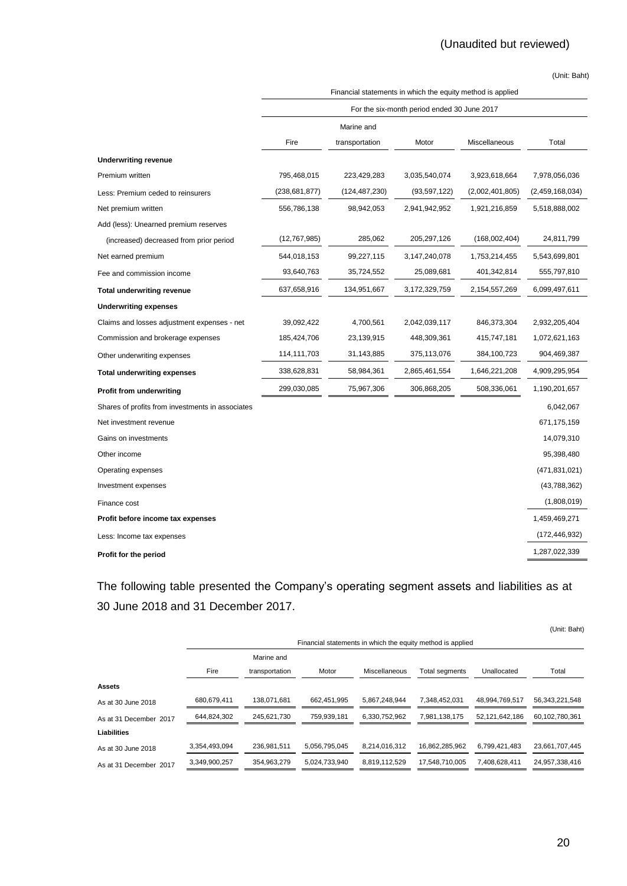(Unaudited but reviewed)

(Unit: Baht)

| | Financial statements in which the equity method is applied | | | | |
|---|---|---|---|---|---|
| | For the six-month period ended 30 June 2017 | | | | |
| | Fire | Marine and transportation | Motor | Miscellaneous | Total |
| **Underwriting revenue** | | | | | |
| Premium written | 795,468,015 | 223,429,283 | 3,035,540,074 | 3,923,618,664 | 7,978,056,036 |
| Less: Premium ceded to reinsurers | (238,681,877) | (124,487,230) | (93,597,122) | (2,002,401,805) | (2,459,168,034) |
| Net premium written | 556,786,138 | 98,942,053 | 2,941,942,952 | 1,921,216,859 | 5,518,888,002 |
| Add (less): Unearned premium reserves | | | | | |
| (increased) decreased from prior period | (12,767,985) | 285,062 | 205,297,126 | (168,002,404) | 24,811,799 |
| Net earned premium | 544,018,153 | 99,227,115 | 3,147,240,078 | 1,753,214,455 | 5,543,699,801 |
| Fee and commission income | 93,640,763 | 35,724,552 | 25,089,681 | 401,342,814 | 555,797,810 |
| **Total underwriting revenue** | 637,658,916 | 134,951,667 | 3,172,329,759 | 2,154,557,269 | 6,099,497,611 |
| **Underwriting expenses** | | | | | |
| Claims and losses adjustment expenses - net | 39,092,422 | 4,700,561 | 2,042,039,117 | 846,373,304 | 2,932,205,404 |
| Commission and brokerage expenses | 185,424,706 | 23,139,915 | 448,309,361 | 415,747,181 | 1,072,621,163 |
| Other underwriting expenses | 114,111,703 | 31,143,885 | 375,113,076 | 384,100,723 | 904,469,387 |
| **Total underwriting expenses** | 338,628,831 | 58,984,361 | 2,865,461,554 | 1,646,221,208 | 4,909,295,954 |
| **Profit from underwriting** | 299,030,085 | 75,967,306 | 306,868,205 | 508,336,061 | 1,190,201,657 |
| Shares of profits from investments in associates | | | | | 6,042,067 |
| Net investment revenue | | | | | 671,175,159 |
| Gains on investments | | | | | 14,079,310 |
| Other income | | | | | 95,398,480 |
| Operating expenses | | | | | (471,831,021) |
| Investment expenses | | | | | (43,788,362) |
| Finance cost | | | | | (1,808,019) |
| **Profit before income tax expenses** | | | | | 1,459,469,271 |
| Less: Income tax expenses | | | | | (172,446,932) |
| **Profit for the period** | | | | | 1,287,022,339 |

The following table presented the Company's operating segment assets and liabilities as at 30 June 2018 and 31 December 2017.

(Unit: Baht)

| | Financial statements in which the equity method is applied | | | | | | |
|---|---|---|---|---|---|---|---|
| | Fire | Marine and transportation | Motor | Miscellaneous | Total segments | Unallocated | Total |
| **Assets** | | | | | | | |
| As at 30 June 2018 | 680,679,411 | 138,071,681 | 662,451,995 | 5,867,248,944 | 7,348,452,031 | 48,994,769,517 | 56,343,221,548 |
| As at 31 December 2017 | 644,824,302 | 245,621,730 | 759,939,181 | 6,330,752,962 | 7,981,138,175 | 52,121,642,186 | 60,102,780,361 |
| **Liabilities** | | | | | | | |
| As at 30 June 2018 | 3,354,493,094 | 236,981,511 | 5,056,795,045 | 8,214,016,312 | 16,862,285,962 | 6,799,421,483 | 23,661,707,445 |
| As at 31 December 2017 | 3,349,900,257 | 354,963,279 | 5,024,733,940 | 8,819,112,529 | 17,548,710,005 | 7,408,628,411 | 24,957,338,416 |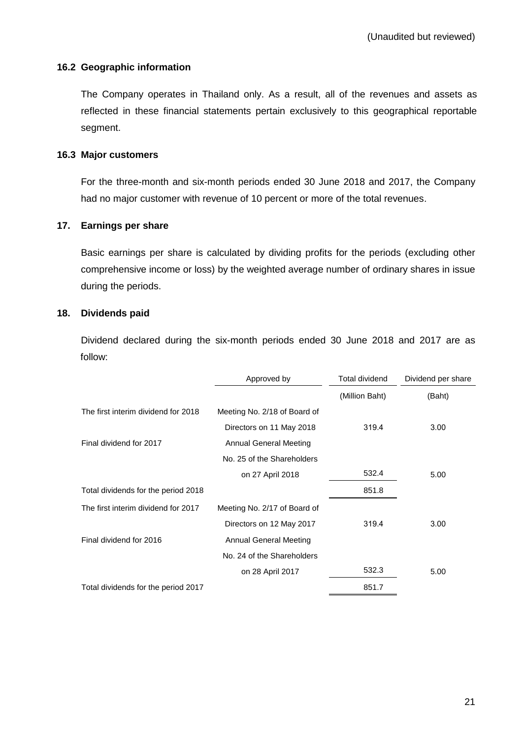(Unaudited but reviewed)

### 16.2 Geographic information

The Company operates in Thailand only. As a result, all of the revenues and assets as reflected in these financial statements pertain exclusively to this geographical reportable segment.

### 16.3 Major customers

For the three-month and six-month periods ended 30 June 2018 and 2017, the Company had no major customer with revenue of 10 percent or more of the total revenues.

## 17. Earnings per share

Basic earnings per share is calculated by dividing profits for the periods (excluding other comprehensive income or loss) by the weighted average number of ordinary shares in issue during the periods.

## 18. Dividends paid

Dividend declared during the six-month periods ended 30 June 2018 and 2017 are as follow:

| | Approved by | Total dividend | Dividend per share |
|---|---|---|---|
| | | (Million Baht) | (Baht) |
| The first interim dividend for 2018 | Meeting No. 2/18 of Board of Directors on 11 May 2018 | 319.4 | 3.00 |
| Final dividend for 2017 | Annual General Meeting No. 25 of the Shareholders on 27 April 2018 | 532.4 | 5.00 |
| Total dividends for the period 2018 | | 851.8 | |
| The first interim dividend for 2017 | Meeting No. 2/17 of Board of Directors on 12 May 2017 | 319.4 | 3.00 |
| Final dividend for 2016 | Annual General Meeting No. 24 of the Shareholders on 28 April 2017 | 532.3 | 5.00 |
| Total dividends for the period 2017 | | 851.7 | |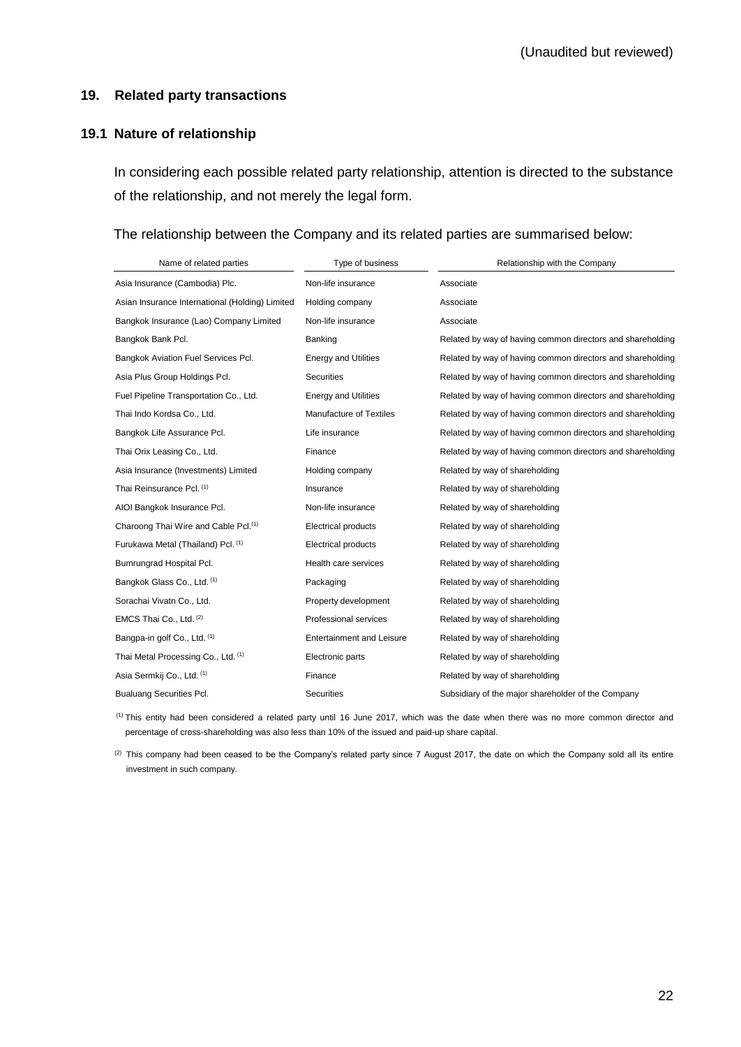(Unaudited but reviewed)

## 19. Related party transactions

### 19.1 Nature of relationship

In considering each possible related party relationship, attention is directed to the substance of the relationship, and not merely the legal form.

The relationship between the Company and its related parties are summarised below:

| Name of related parties | Type of business | Relationship with the Company |
|---|---|---|
| Asia Insurance (Cambodia) Plc. | Non-life insurance | Associate |
| Asian Insurance International (Holding) Limited | Holding company | Associate |
| Bangkok Insurance (Lao) Company Limited | Non-life insurance | Associate |
| Bangkok Bank Pcl. | Banking | Related by way of having common directors and shareholding |
| Bangkok Aviation Fuel Services Pcl. | Energy and Utilities | Related by way of having common directors and shareholding |
| Asia Plus Group Holdings Pcl. | Securities | Related by way of having common directors and shareholding |
| Fuel Pipeline Transportation Co., Ltd. | Energy and Utilities | Related by way of having common directors and shareholding |
| Thai Indo Kordsa Co., Ltd. | Manufacture of Textiles | Related by way of having common directors and shareholding |
| Bangkok Life Assurance Pcl. | Life insurance | Related by way of having common directors and shareholding |
| Thai Orix Leasing Co., Ltd. | Finance | Related by way of having common directors and shareholding |
| Asia Insurance (Investments) Limited | Holding company | Related by way of shareholding |
| Thai Reinsurance Pcl. [(1)] | Insurance | Related by way of shareholding |
| AIOI Bangkok Insurance Pcl. | Non-life insurance | Related by way of shareholding |
| Charoong Thai Wire and Cable Pcl.[(1)] | Electrical products | Related by way of shareholding |
| Furukawa Metal (Thailand) Pcl. [(1)] | Electrical products | Related by way of shareholding |
| Bumrungrad Hospital Pcl. | Health care services | Related by way of shareholding |
| Bangkok Glass Co., Ltd. [(1)] | Packaging | Related by way of shareholding |
| Sorachai Vivatn Co., Ltd. | Property development | Related by way of shareholding |
| EMCS Thai Co., Ltd. [(2)] | Professional services | Related by way of shareholding |
| Bangpa-in golf Co., Ltd. [(1)] | Entertainment and Leisure | Related by way of shareholding |
| Thai Metal Processing Co., Ltd. [(1)] | Electronic parts | Related by way of shareholding |
| Asia Sermkij Co., Ltd. [(1)] | Finance | Related by way of shareholding |
| Bualuang Securities Pcl. | Securities | Subsidiary of the major shareholder of the Company |

[(1)] This entity had been considered a related party until 16 June 2017, which was the date when there was no more common director and percentage of cross-shareholding was also less than 10% of the issued and paid-up share capital.

[(2)] This company had been ceased to be the Company's related party since 7 August 2017, the date on which the Company sold all its entire investment in such company.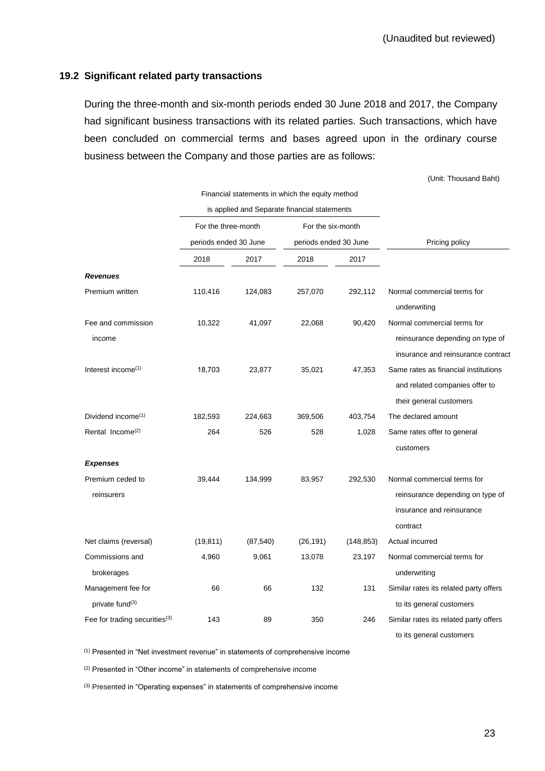(Unaudited but reviewed)

### 19.2 Significant related party transactions

During the three-month and six-month periods ended 30 June 2018 and 2017, the Company had significant business transactions with its related parties. Such transactions, which have been concluded on commercial terms and bases agreed upon in the ordinary course business between the Company and those parties are as follows:

(Unit: Thousand Baht)

| | Financial statements in which the equity method is applied and Separate financial statements | | | | |
|---|---|---|---|---|---|
| | For the three-month periods ended 30 June | | For the six-month periods ended 30 June | | Pricing policy |
| | 2018 | 2017 | 2018 | 2017 | |
| ***Revenues*** | | | | | |
| Premium written | 110,416 | 124,083 | 257,070 | 292,112 | Normal commercial terms for underwriting |
| Fee and commission income | 10,322 | 41,097 | 22,068 | 90,420 | Normal commercial terms for reinsurance depending on type of insurance and reinsurance contract |
| Interest income[1] | 18,703 | 23,877 | 35,021 | 47,353 | Same rates as financial institutions and related companies offer to their general customers |
| Dividend income[1] | 182,593 | 224,663 | 369,506 | 403,754 | The declared amount |
| Rental Income[2] | 264 | 526 | 528 | 1,028 | Same rates offer to general customers |
| ***Expenses*** | | | | | |
| Premium ceded to reinsurers | 39,444 | 134,999 | 83,957 | 292,530 | Normal commercial terms for reinsurance depending on type of insurance and reinsurance contract |
| Net claims (reversal) | (19,811) | (87,540) | (26,191) | (148,853) | Actual incurred |
| Commissions and brokerages | 4,960 | 9,061 | 13,078 | 23,197 | Normal commercial terms for underwriting |
| Management fee for private fund[3] | 66 | 66 | 132 | 131 | Similar rates its related party offers to its general customers |
| Fee for trading securities[3] | 143 | 89 | 350 | 246 | Similar rates its related party offers to its general customers |

[1] Presented in "Net investment revenue" in statements of comprehensive income

[2] Presented in "Other income" in statements of comprehensive income

[3] Presented in "Operating expenses" in statements of comprehensive income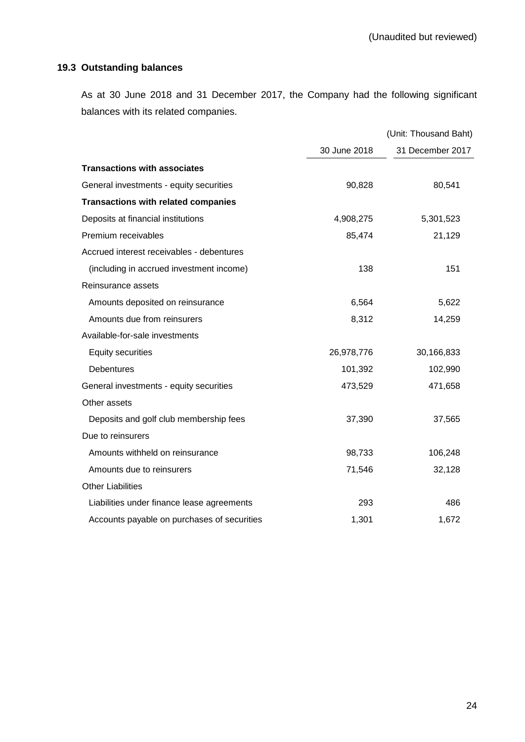(Unaudited but reviewed)

### 19.3 Outstanding balances

As at 30 June 2018 and 31 December 2017, the Company had the following significant balances with its related companies.

(Unit: Thousand Baht)

| | 30 June 2018 | 31 December 2017 |
|---|---|---|
| **Transactions with associates** | | |
| General investments - equity securities | 90,828 | 80,541 |
| **Transactions with related companies** | | |
| Deposits at financial institutions | 4,908,275 | 5,301,523 |
| Premium receivables | 85,474 | 21,129 |
| Accrued interest receivables - debentures | | |
| (including in accrued investment income) | 138 | 151 |
| Reinsurance assets | | |
| Amounts deposited on reinsurance | 6,564 | 5,622 |
| Amounts due from reinsurers | 8,312 | 14,259 |
| Available-for-sale investments | | |
| Equity securities | 26,978,776 | 30,166,833 |
| Debentures | 101,392 | 102,990 |
| General investments - equity securities | 473,529 | 471,658 |
| Other assets | | |
| Deposits and golf club membership fees | 37,390 | 37,565 |
| Due to reinsurers | | |
| Amounts withheld on reinsurance | 98,733 | 106,248 |
| Amounts due to reinsurers | 71,546 | 32,128 |
| Other Liabilities | | |
| Liabilities under finance lease agreements | 293 | 486 |
| Accounts payable on purchases of securities | 1,301 | 1,672 |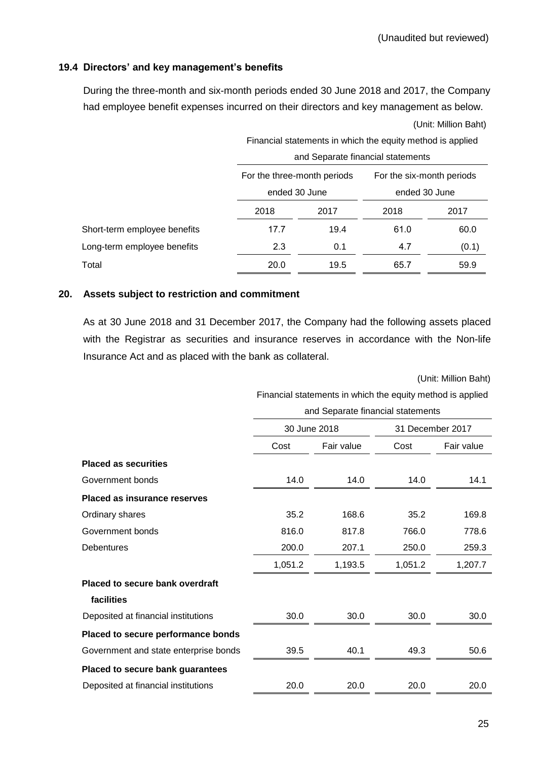(Unaudited but reviewed)

### 19.4 Directors' and key management's benefits

During the three-month and six-month periods ended 30 June 2018 and 2017, the Company had employee benefit expenses incurred on their directors and key management as below.

(Unit: Million Baht)

| | Financial statements in which the equity method is applied and Separate financial statements | | | |
|---|---|---|---|---|
| | For the three-month periods ended 30 June | | For the six-month periods ended 30 June | |
| | 2018 | 2017 | 2018 | 2017 |
| Short-term employee benefits | 17.7 | 19.4 | 61.0 | 60.0 |
| Long-term employee benefits | 2.3 | 0.1 | 4.7 | (0.1) |
| Total | 20.0 | 19.5 | 65.7 | 59.9 |

## 20. Assets subject to restriction and commitment

As at 30 June 2018 and 31 December 2017, the Company had the following assets placed with the Registrar as securities and insurance reserves in accordance with the Non-life Insurance Act and as placed with the bank as collateral.

(Unit: Million Baht)

| | Financial statements in which the equity method is applied and Separate financial statements | | | |
|---|---|---|---|---|
| | 30 June 2018 | | 31 December 2017 | |
| | Cost | Fair value | Cost | Fair value |
| **Placed as securities** | | | | |
| Government bonds | 14.0 | 14.0 | 14.0 | 14.1 |
| **Placed as insurance reserves** | | | | |
| Ordinary shares | 35.2 | 168.6 | 35.2 | 169.8 |
| Government bonds | 816.0 | 817.8 | 766.0 | 778.6 |
| Debentures | 200.0 | 207.1 | 250.0 | 259.3 |
| | 1,051.2 | 1,193.5 | 1,051.2 | 1,207.7 |
| **Placed to secure bank overdraft facilities** | | | | |
| Deposited at financial institutions | 30.0 | 30.0 | 30.0 | 30.0 |
| **Placed to secure performance bonds** | | | | |
| Government and state enterprise bonds | 39.5 | 40.1 | 49.3 | 50.6 |
| **Placed to secure bank guarantees** | | | | |
| Deposited at financial institutions | 20.0 | 20.0 | 20.0 | 20.0 |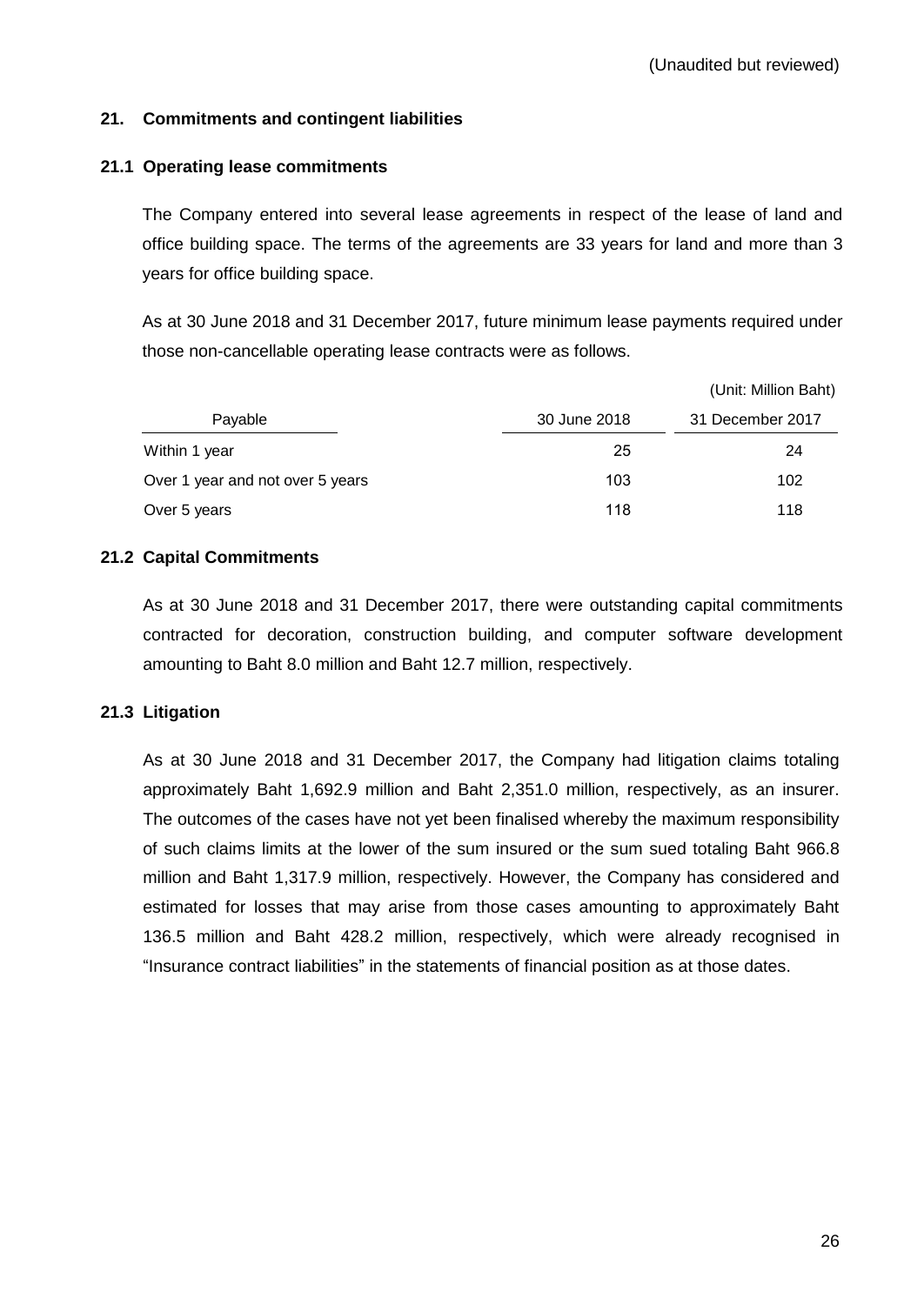(Unaudited but reviewed)

## 21. Commitments and contingent liabilities

### 21.1 Operating lease commitments

The Company entered into several lease agreements in respect of the lease of land and office building space. The terms of the agreements are 33 years for land and more than 3 years for office building space.

As at 30 June 2018 and 31 December 2017, future minimum lease payments required under those non-cancellable operating lease contracts were as follows.

(Unit: Million Baht)

| Payable | 30 June 2018 | 31 December 2017 |
|---|---|---|
| Within 1 year | 25 | 24 |
| Over 1 year and not over 5 years | 103 | 102 |
| Over 5 years | 118 | 118 |

### 21.2 Capital Commitments

As at 30 June 2018 and 31 December 2017, there were outstanding capital commitments contracted for decoration, construction building, and computer software development amounting to Baht 8.0 million and Baht 12.7 million, respectively.

### 21.3 Litigation

As at 30 June 2018 and 31 December 2017, the Company had litigation claims totaling approximately Baht 1,692.9 million and Baht 2,351.0 million, respectively, as an insurer. The outcomes of the cases have not yet been finalised whereby the maximum responsibility of such claims limits at the lower of the sum insured or the sum sued totaling Baht 966.8 million and Baht 1,317.9 million, respectively. However, the Company has considered and estimated for losses that may arise from those cases amounting to approximately Baht 136.5 million and Baht 428.2 million, respectively, which were already recognised in "Insurance contract liabilities" in the statements of financial position as at those dates.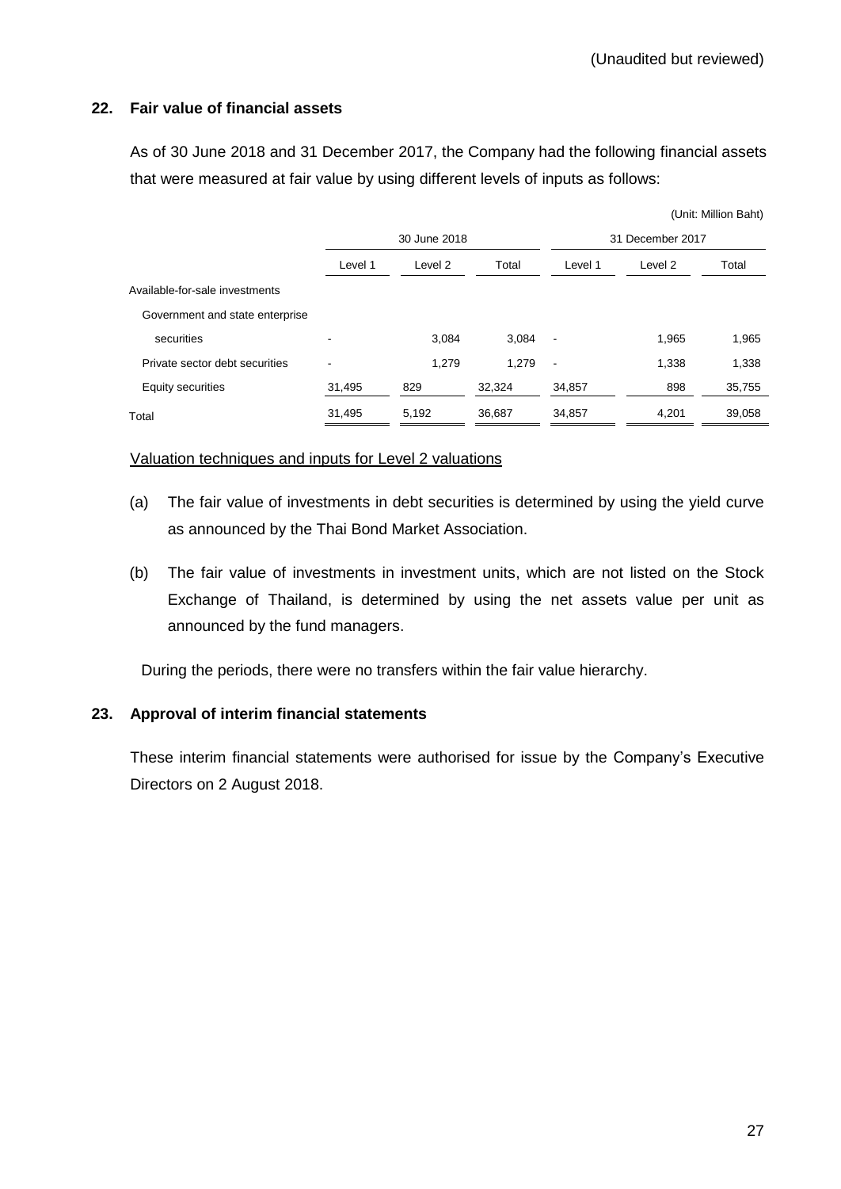(Unaudited but reviewed)

## 22. Fair value of financial assets

As of 30 June 2018 and 31 December 2017, the Company had the following financial assets that were measured at fair value by using different levels of inputs as follows:

(Unit: Million Baht)

| | 30 June 2018 | | | 31 December 2017 | | |
|---|---|---|---|---|---|---|
| | Level 1 | Level 2 | Total | Level 1 | Level 2 | Total |
| Available-for-sale investments | | | | | | |
| Government and state enterprise securities | - | 3,084 | 3,084 | - | 1,965 | 1,965 |
| Private sector debt securities | - | 1,279 | 1,279 | - | 1,338 | 1,338 |
| Equity securities | 31,495 | 829 | 32,324 | 34,857 | 898 | 35,755 |
| Total | 31,495 | 5,192 | 36,687 | 34,857 | 4,201 | 39,058 |

Valuation techniques and inputs for Level 2 valuations

(a) The fair value of investments in debt securities is determined by using the yield curve as announced by the Thai Bond Market Association.

(b) The fair value of investments in investment units, which are not listed on the Stock Exchange of Thailand, is determined by using the net assets value per unit as announced by the fund managers.

During the periods, there were no transfers within the fair value hierarchy.

## 23. Approval of interim financial statements

These interim financial statements were authorised for issue by the Company's Executive Directors on 2 August 2018.